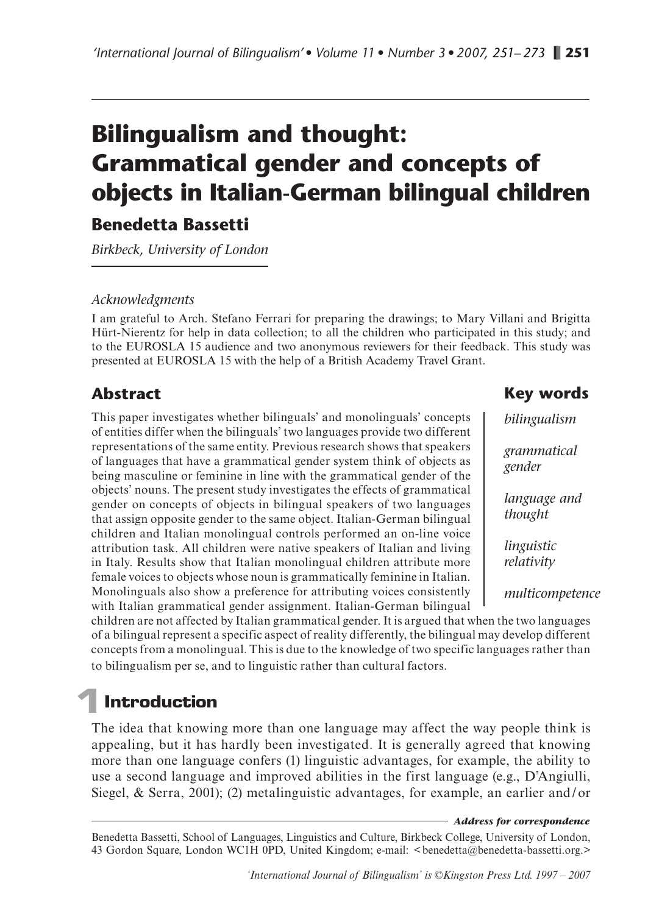# Bilingualism and thought: Grammatical gender and concepts of objects in Italian-German bilingual children

## Benedetta Bassetti

*Birkbeck, University of London*

*Acknowledgments*

I am grateful to Arch. Stefano Ferrari for preparing the drawings; to Mary Villani and Brigitta Hürt-Nierentz for help in data collection; to all the children who participated in this study; and to the EUROSLA 15 audience and two anonymous reviewers for their feedback. This study was presented at EUROSLA 15 with the help of a British Academy Travel Grant.

## Abstract

This paper investigates whether bilinguals' and monolinguals' concepts of entities differ when the bilinguals' two languages provide two different representations of the same entity. Previous research shows that speakers of languages that have a grammatical gender system think of objects as being masculine or feminine in line with the grammatical gender of the objects' nouns. The present study investigates the effects of grammatical gender on concepts of objects in bilingual speakers of two languages that assign opposite gender to the same object. Italian-German bilingual children and Italian monolingual controls performed an on-line voice attribution task. All children were native speakers of Italian and living in Italy. Results show that Italian monolingual children attribute more female voices to objects whose noun is grammatically feminine in Italian. Monolinguals also show a preference for attributing voices consistently with Italian grammatical gender assignment. Italian-German bilingual children are not affected by Italian grammatical gender. It is argued that when the two languages of a bilingual represent a specific aspect of reality differently, the bilingual may develop different concepts from a monolingual. This is due to the knowledge of two specific languages rather than to bilingualism per se, and to linguistic rather than cultural factors.

## Key words

*bilingualism*

*grammatical gender*

*language and thought*

*linguistic relativity*

*multicompetence*

## 1 Introduction

The idea that knowing more than one language may affect the way people think is appealing, but it has hardly been investigated. It is generally agreed that knowing more than one language confers (1) linguistic advantages, for example, the ability to use a second language and improved abilities in the first language (e.g., D'Angiulli, Siegel, & Serra, 2001); (2) metalinguistic advantages, for example, an earlier and/or

***Address for correspondence***

Benedetta Bassetti, School of Languages, Linguistics and Culture, Birkbeck College, University of London, 43 Gordon Square, London WC1H 0PD, United Kingdom; e-mail: <benedetta@benedetta-bassetti.org.>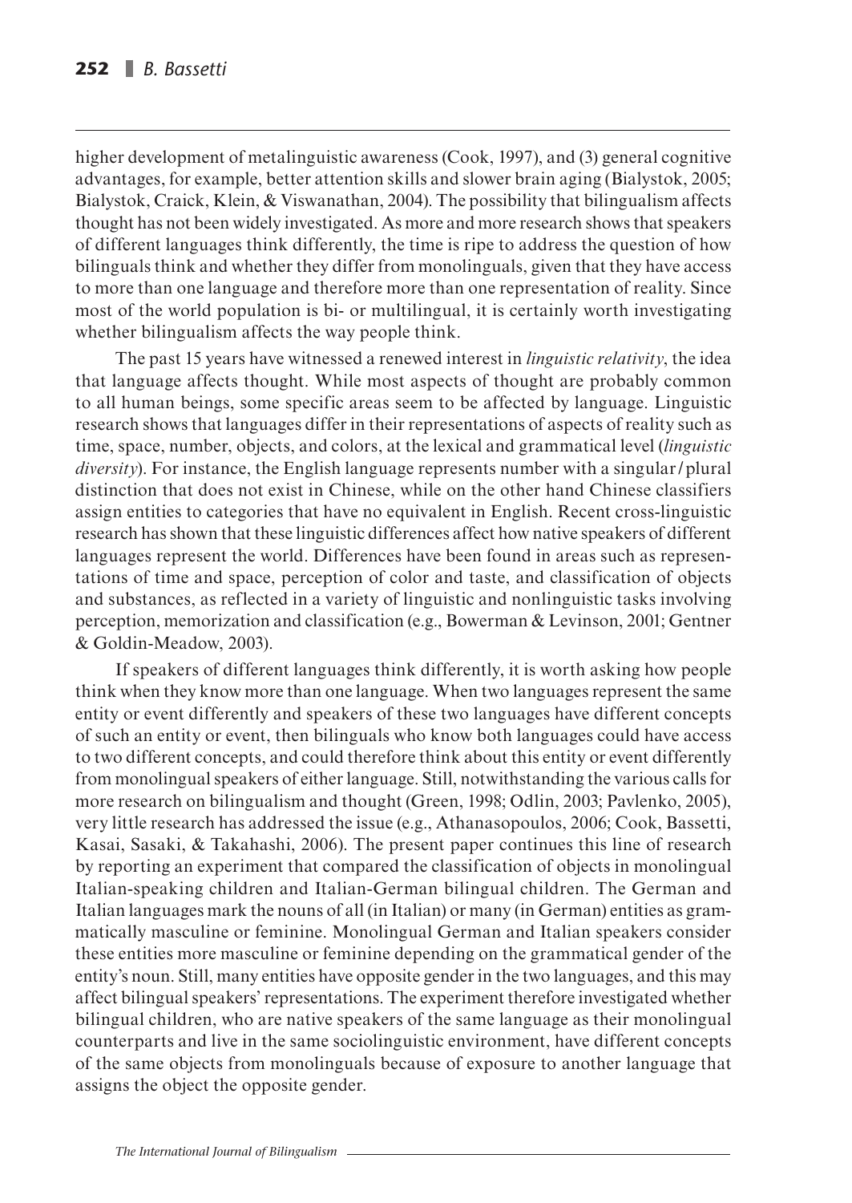higher development of metalinguistic awareness (Cook, 1997), and (3) general cognitive advantages, for example, better attention skills and slower brain aging (Bialystok, 2005; Bialystok, Craick, Klein, & Viswanathan, 2004). The possibility that bilingualism affects thought has not been widely investigated. As more and more research shows that speakers of different languages think differently, the time is ripe to address the question of how bilinguals think and whether they differ from monolinguals, given that they have access to more than one language and therefore more than one representation of reality. Since most of the world population is bi- or multilingual, it is certainly worth investigating whether bilingualism affects the way people think.

The past 15 years have witnessed a renewed interest in *linguistic relativity*, the idea that language affects thought. While most aspects of thought are probably common to all human beings, some specific areas seem to be affected by language. Linguistic research shows that languages differ in their representations of aspects of reality such as time, space, number, objects, and colors, at the lexical and grammatical level (*linguistic diversity*). For instance, the English language represents number with a singular/plural distinction that does not exist in Chinese, while on the other hand Chinese classifiers assign entities to categories that have no equivalent in English. Recent cross-linguistic research has shown that these linguistic differences affect how native speakers of different languages represent the world. Differences have been found in areas such as representations of time and space, perception of color and taste, and classification of objects and substances, as reflected in a variety of linguistic and nonlinguistic tasks involving perception, memorization and classification (e.g., Bowerman & Levinson, 2001; Gentner & Goldin-Meadow, 2003).

If speakers of different languages think differently, it is worth asking how people think when they know more than one language. When two languages represent the same entity or event differently and speakers of these two languages have different concepts of such an entity or event, then bilinguals who know both languages could have access to two different concepts, and could therefore think about this entity or event differently from monolingual speakers of either language. Still, notwithstanding the various calls for more research on bilingualism and thought (Green, 1998; Odlin, 2003; Pavlenko, 2005), very little research has addressed the issue (e.g., Athanasopoulos, 2006; Cook, Bassetti, Kasai, Sasaki, & Takahashi, 2006). The present paper continues this line of research by reporting an experiment that compared the classification of objects in monolingual Italian-speaking children and Italian-German bilingual children. The German and Italian languages mark the nouns of all (in Italian) or many (in German) entities as grammatically masculine or feminine. Monolingual German and Italian speakers consider these entities more masculine or feminine depending on the grammatical gender of the entity's noun. Still, many entities have opposite gender in the two languages, and this may affect bilingual speakers' representations. The experiment therefore investigated whether bilingual children, who are native speakers of the same language as their monolingual counterparts and live in the same sociolinguistic environment, have different concepts of the same objects from monolinguals because of exposure to another language that assigns the object the opposite gender.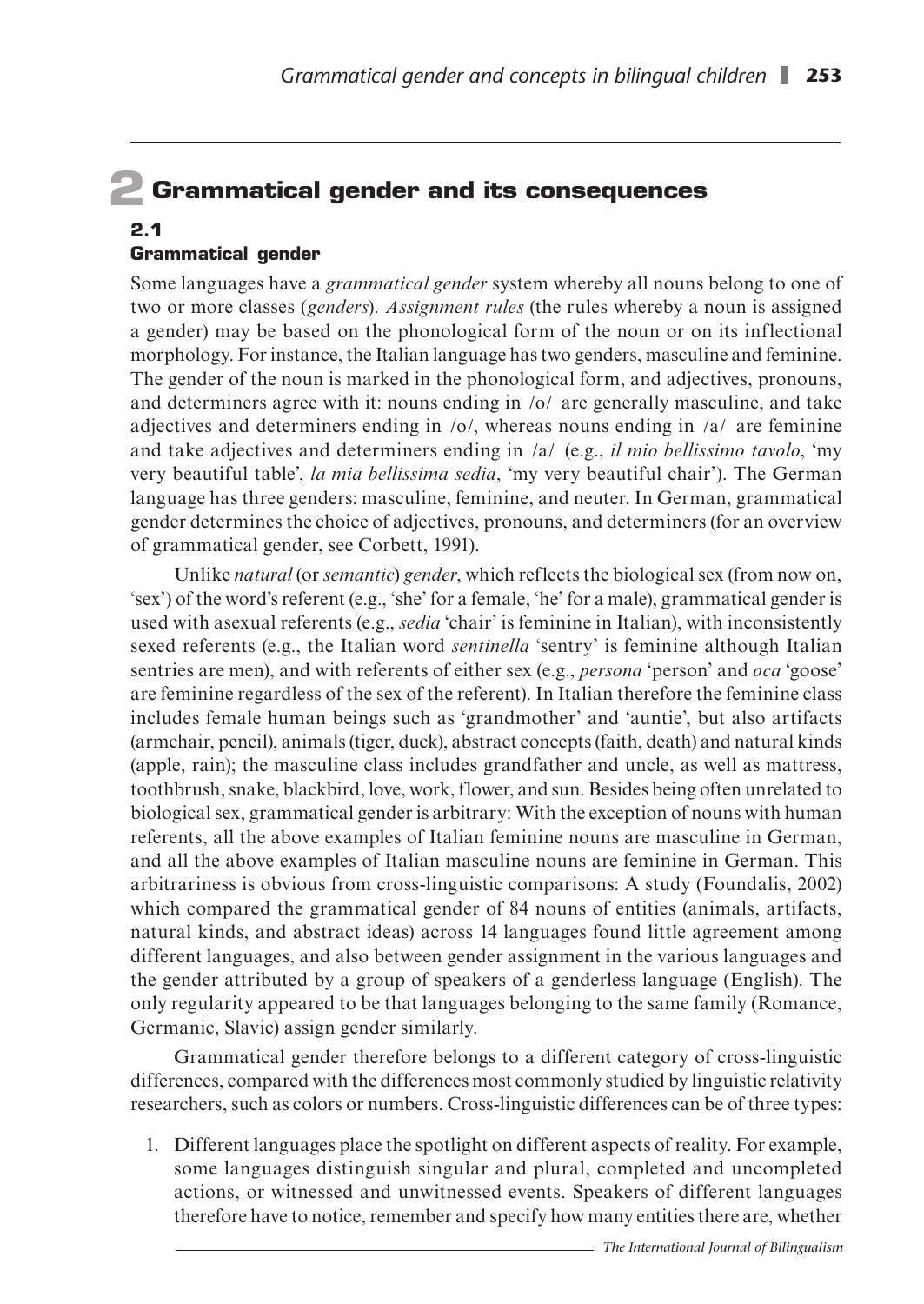# 2 Grammatical gender and its consequences

## 2.1 Grammatical gender

Some languages have a *grammatical gender* system whereby all nouns belong to one of two or more classes (*genders*). *Assignment rules* (the rules whereby a noun is assigned a gender) may be based on the phonological form of the noun or on its inflectional morphology. For instance, the Italian language has two genders, masculine and feminine. The gender of the noun is marked in the phonological form, and adjectives, pronouns, and determiners agree with it: nouns ending in /o/ are generally masculine, and take adjectives and determiners ending in /o/, whereas nouns ending in /a/ are feminine and take adjectives and determiners ending in /a/ (e.g., *il mio bellissimo tavolo*, 'my very beautiful table', *la mia bellissima sedia*, 'my very beautiful chair'). The German language has three genders: masculine, feminine, and neuter. In German, grammatical gender determines the choice of adjectives, pronouns, and determiners (for an overview of grammatical gender, see Corbett, 1991).

Unlike *natural* (or *semantic*) *gender*, which reflects the biological sex (from now on, 'sex') of the word's referent (e.g., 'she' for a female, 'he' for a male), grammatical gender is used with asexual referents (e.g., *sedia* 'chair' is feminine in Italian), with inconsistently sexed referents (e.g., the Italian word *sentinella* 'sentry' is feminine although Italian sentries are men), and with referents of either sex (e.g., *persona* 'person' and *oca* 'goose' are feminine regardless of the sex of the referent). In Italian therefore the feminine class includes female human beings such as 'grandmother' and 'auntie', but also artifacts (armchair, pencil), animals (tiger, duck), abstract concepts (faith, death) and natural kinds (apple, rain); the masculine class includes grandfather and uncle, as well as mattress, toothbrush, snake, blackbird, love, work, flower, and sun. Besides being often unrelated to biological sex, grammatical gender is arbitrary: With the exception of nouns with human referents, all the above examples of Italian feminine nouns are masculine in German, and all the above examples of Italian masculine nouns are feminine in German. This arbitrariness is obvious from cross-linguistic comparisons: A study (Foundalis, 2002) which compared the grammatical gender of 84 nouns of entities (animals, artifacts, natural kinds, and abstract ideas) across 14 languages found little agreement among different languages, and also between gender assignment in the various languages and the gender attributed by a group of speakers of a genderless language (English). The only regularity appeared to be that languages belonging to the same family (Romance, Germanic, Slavic) assign gender similarly.

Grammatical gender therefore belongs to a different category of cross-linguistic differences, compared with the differences most commonly studied by linguistic relativity researchers, such as colors or numbers. Cross-linguistic differences can be of three types:

1. Different languages place the spotlight on different aspects of reality. For example, some languages distinguish singular and plural, completed and uncompleted actions, or witnessed and unwitnessed events. Speakers of different languages therefore have to notice, remember and specify how many entities there are, whether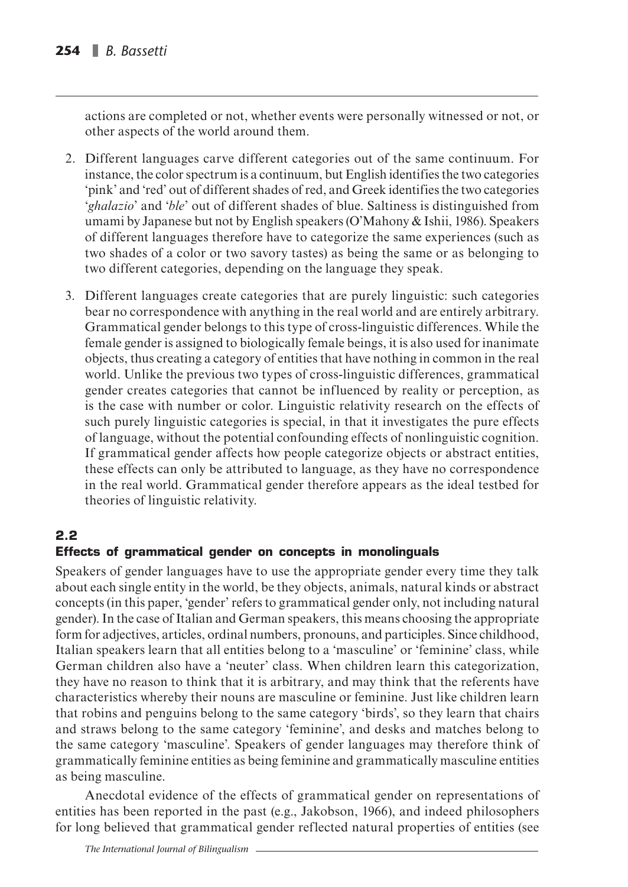actions are completed or not, whether events were personally witnessed or not, or other aspects of the world around them.

2. Different languages carve different categories out of the same continuum. For instance, the color spectrum is a continuum, but English identifies the two categories 'pink' and 'red' out of different shades of red, and Greek identifies the two categories '*ghalazio*' and '*ble*' out of different shades of blue. Saltiness is distinguished from umami by Japanese but not by English speakers (O'Mahony & Ishii, 1986). Speakers of different languages therefore have to categorize the same experiences (such as two shades of a color or two savory tastes) as being the same or as belonging to two different categories, depending on the language they speak.

3. Different languages create categories that are purely linguistic: such categories bear no correspondence with anything in the real world and are entirely arbitrary. Grammatical gender belongs to this type of cross-linguistic differences. While the female gender is assigned to biologically female beings, it is also used for inanimate objects, thus creating a category of entities that have nothing in common in the real world. Unlike the previous two types of cross-linguistic differences, grammatical gender creates categories that cannot be influenced by reality or perception, as is the case with number or color. Linguistic relativity research on the effects of such purely linguistic categories is special, in that it investigates the pure effects of language, without the potential confounding effects of nonlinguistic cognition. If grammatical gender affects how people categorize objects or abstract entities, these effects can only be attributed to language, as they have no correspondence in the real world. Grammatical gender therefore appears as the ideal testbed for theories of linguistic relativity.

### 2.2 Effects of grammatical gender on concepts in monolinguals

Speakers of gender languages have to use the appropriate gender every time they talk about each single entity in the world, be they objects, animals, natural kinds or abstract concepts (in this paper, 'gender' refers to grammatical gender only, not including natural gender). In the case of Italian and German speakers, this means choosing the appropriate form for adjectives, articles, ordinal numbers, pronouns, and participles. Since childhood, Italian speakers learn that all entities belong to a 'masculine' or 'feminine' class, while German children also have a 'neuter' class. When children learn this categorization, they have no reason to think that it is arbitrary, and may think that the referents have characteristics whereby their nouns are masculine or feminine. Just like children learn that robins and penguins belong to the same category 'birds', so they learn that chairs and straws belong to the same category 'feminine', and desks and matches belong to the same category 'masculine'. Speakers of gender languages may therefore think of grammatically feminine entities as being feminine and grammatically masculine entities as being masculine.

Anecdotal evidence of the effects of grammatical gender on representations of entities has been reported in the past (e.g., Jakobson, 1966), and indeed philosophers for long believed that grammatical gender reflected natural properties of entities (see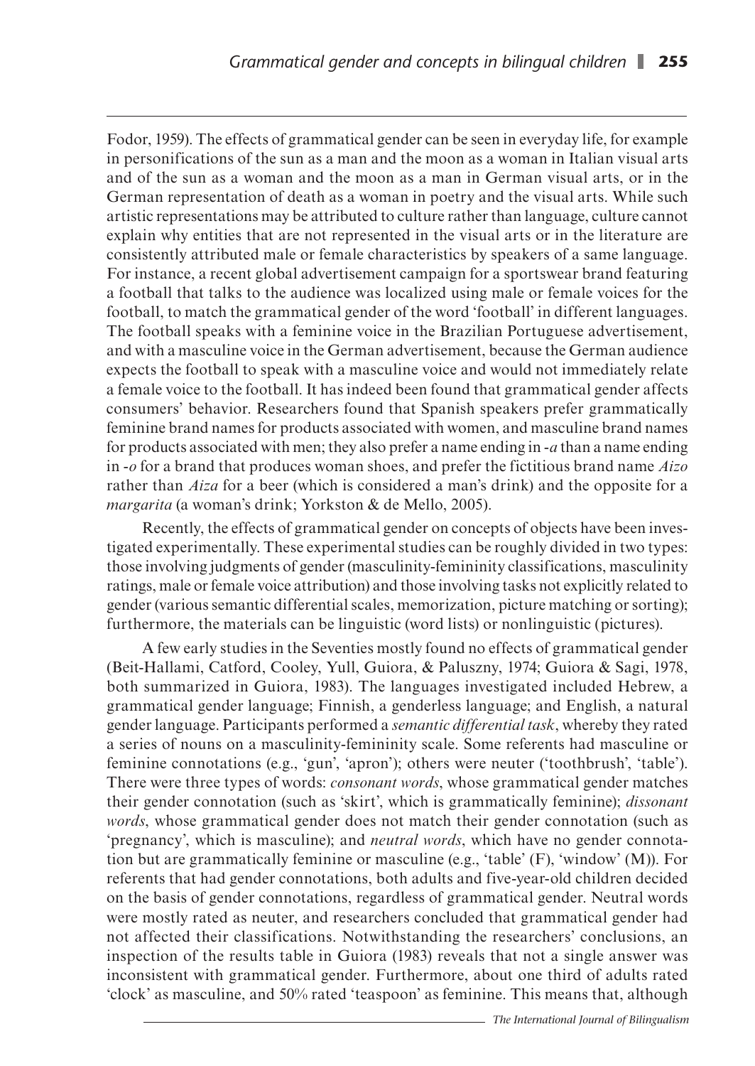Fodor, 1959). The effects of grammatical gender can be seen in everyday life, for example in personifications of the sun as a man and the moon as a woman in Italian visual arts and of the sun as a woman and the moon as a man in German visual arts, or in the German representation of death as a woman in poetry and the visual arts. While such artistic representations may be attributed to culture rather than language, culture cannot explain why entities that are not represented in the visual arts or in the literature are consistently attributed male or female characteristics by speakers of a same language. For instance, a recent global advertisement campaign for a sportswear brand featuring a football that talks to the audience was localized using male or female voices for the football, to match the grammatical gender of the word 'football' in different languages. The football speaks with a feminine voice in the Brazilian Portuguese advertisement, and with a masculine voice in the German advertisement, because the German audience expects the football to speak with a masculine voice and would not immediately relate a female voice to the football. It has indeed been found that grammatical gender affects consumers' behavior. Researchers found that Spanish speakers prefer grammatically feminine brand names for products associated with women, and masculine brand names for products associated with men; they also prefer a name ending in *-a* than a name ending in *-o* for a brand that produces woman shoes, and prefer the fictitious brand name *Aizo* rather than *Aiza* for a beer (which is considered a man's drink) and the opposite for a *margarita* (a woman's drink; Yorkston & de Mello, 2005).

Recently, the effects of grammatical gender on concepts of objects have been investigated experimentally. These experimental studies can be roughly divided in two types: those involving judgments of gender (masculinity-femininity classifications, masculinity ratings, male or female voice attribution) and those involving tasks not explicitly related to gender (various semantic differential scales, memorization, picture matching or sorting); furthermore, the materials can be linguistic (word lists) or nonlinguistic (pictures).

A few early studies in the Seventies mostly found no effects of grammatical gender (Beit-Hallami, Catford, Cooley, Yull, Guiora, & Paluszny, 1974; Guiora & Sagi, 1978, both summarized in Guiora, 1983). The languages investigated included Hebrew, a grammatical gender language; Finnish, a genderless language; and English, a natural gender language. Participants performed a *semantic differential task*, whereby they rated a series of nouns on a masculinity-femininity scale. Some referents had masculine or feminine connotations (e.g., 'gun', 'apron'); others were neuter ('toothbrush', 'table'). There were three types of words: *consonant words*, whose grammatical gender matches their gender connotation (such as 'skirt', which is grammatically feminine); *dissonant words*, whose grammatical gender does not match their gender connotation (such as 'pregnancy', which is masculine); and *neutral words*, which have no gender connotation but are grammatically feminine or masculine (e.g., 'table' (F), 'window' (M)). For referents that had gender connotations, both adults and five-year-old children decided on the basis of gender connotations, regardless of grammatical gender. Neutral words were mostly rated as neuter, and researchers concluded that grammatical gender had not affected their classifications. Notwithstanding the researchers' conclusions, an inspection of the results table in Guiora (1983) reveals that not a single answer was inconsistent with grammatical gender. Furthermore, about one third of adults rated 'clock' as masculine, and 50% rated 'teaspoon' as feminine. This means that, although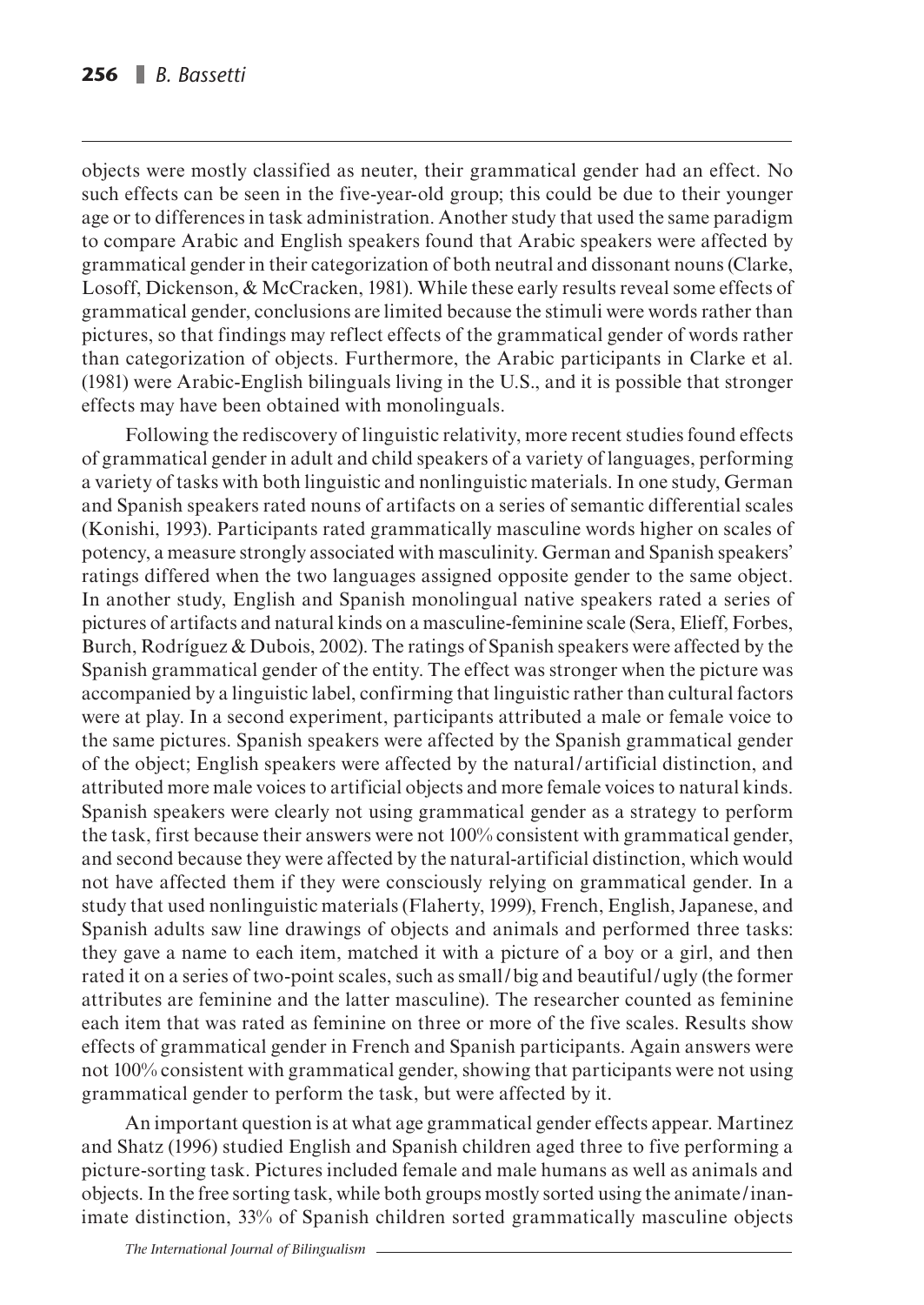objects were mostly classified as neuter, their grammatical gender had an effect. No such effects can be seen in the five-year-old group; this could be due to their younger age or to differences in task administration. Another study that used the same paradigm to compare Arabic and English speakers found that Arabic speakers were affected by grammatical gender in their categorization of both neutral and dissonant nouns (Clarke, Losoff, Dickenson, & McCracken, 1981). While these early results reveal some effects of grammatical gender, conclusions are limited because the stimuli were words rather than pictures, so that findings may reflect effects of the grammatical gender of words rather than categorization of objects. Furthermore, the Arabic participants in Clarke et al. (1981) were Arabic-English bilinguals living in the U.S., and it is possible that stronger effects may have been obtained with monolinguals.

Following the rediscovery of linguistic relativity, more recent studies found effects of grammatical gender in adult and child speakers of a variety of languages, performing a variety of tasks with both linguistic and nonlinguistic materials. In one study, German and Spanish speakers rated nouns of artifacts on a series of semantic differential scales (Konishi, 1993). Participants rated grammatically masculine words higher on scales of potency, a measure strongly associated with masculinity. German and Spanish speakers' ratings differed when the two languages assigned opposite gender to the same object. In another study, English and Spanish monolingual native speakers rated a series of pictures of artifacts and natural kinds on a masculine-feminine scale (Sera, Elieff, Forbes, Burch, Rodríguez & Dubois, 2002). The ratings of Spanish speakers were affected by the Spanish grammatical gender of the entity. The effect was stronger when the picture was accompanied by a linguistic label, confirming that linguistic rather than cultural factors were at play. In a second experiment, participants attributed a male or female voice to the same pictures. Spanish speakers were affected by the Spanish grammatical gender of the object; English speakers were affected by the natural/artificial distinction, and attributed more male voices to artificial objects and more female voices to natural kinds. Spanish speakers were clearly not using grammatical gender as a strategy to perform the task, first because their answers were not 100% consistent with grammatical gender, and second because they were affected by the natural-artificial distinction, which would not have affected them if they were consciously relying on grammatical gender. In a study that used nonlinguistic materials (Flaherty, 1999), French, English, Japanese, and Spanish adults saw line drawings of objects and animals and performed three tasks: they gave a name to each item, matched it with a picture of a boy or a girl, and then rated it on a series of two-point scales, such as small/big and beautiful/ugly (the former attributes are feminine and the latter masculine). The researcher counted as feminine each item that was rated as feminine on three or more of the five scales. Results show effects of grammatical gender in French and Spanish participants. Again answers were not 100% consistent with grammatical gender, showing that participants were not using grammatical gender to perform the task, but were affected by it.

An important question is at what age grammatical gender effects appear. Martinez and Shatz (1996) studied English and Spanish children aged three to five performing a picture-sorting task. Pictures included female and male humans as well as animals and objects. In the free sorting task, while both groups mostly sorted using the animate/inanimate distinction, 33% of Spanish children sorted grammatically masculine objects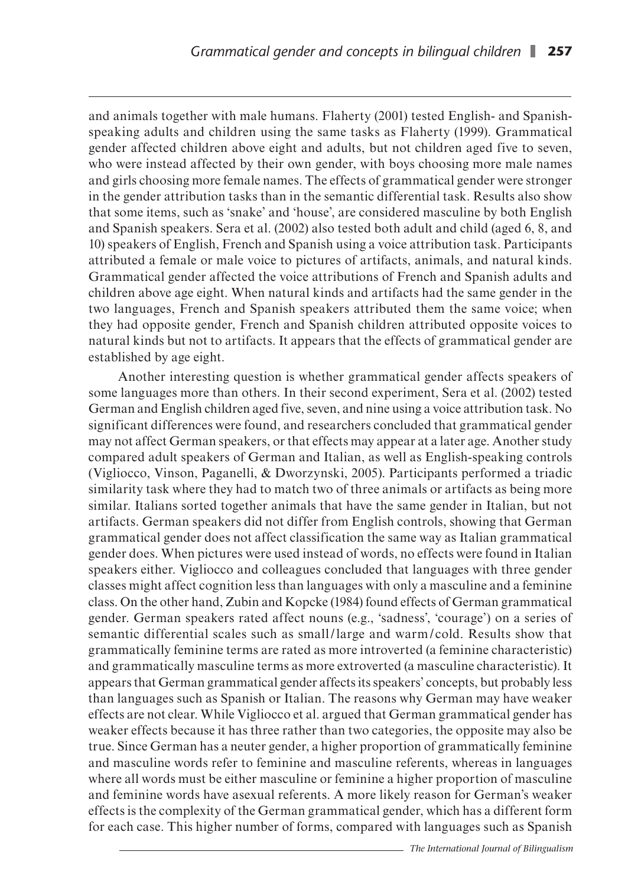and animals together with male humans. Flaherty (2001) tested English- and Spanish-speaking adults and children using the same tasks as Flaherty (1999). Grammatical gender affected children above eight and adults, but not children aged five to seven, who were instead affected by their own gender, with boys choosing more male names and girls choosing more female names. The effects of grammatical gender were stronger in the gender attribution tasks than in the semantic differential task. Results also show that some items, such as 'snake' and 'house', are considered masculine by both English and Spanish speakers. Sera et al. (2002) also tested both adult and child (aged 6, 8, and 10) speakers of English, French and Spanish using a voice attribution task. Participants attributed a female or male voice to pictures of artifacts, animals, and natural kinds. Grammatical gender affected the voice attributions of French and Spanish adults and children above age eight. When natural kinds and artifacts had the same gender in the two languages, French and Spanish speakers attributed them the same voice; when they had opposite gender, French and Spanish children attributed opposite voices to natural kinds but not to artifacts. It appears that the effects of grammatical gender are established by age eight.

Another interesting question is whether grammatical gender affects speakers of some languages more than others. In their second experiment, Sera et al. (2002) tested German and English children aged five, seven, and nine using a voice attribution task. No significant differences were found, and researchers concluded that grammatical gender may not affect German speakers, or that effects may appear at a later age. Another study compared adult speakers of German and Italian, as well as English-speaking controls (Vigliocco, Vinson, Paganelli, & Dworzynski, 2005). Participants performed a triadic similarity task where they had to match two of three animals or artifacts as being more similar. Italians sorted together animals that have the same gender in Italian, but not artifacts. German speakers did not differ from English controls, showing that German grammatical gender does not affect classification the same way as Italian grammatical gender does. When pictures were used instead of words, no effects were found in Italian speakers either. Vigliocco and colleagues concluded that languages with three gender classes might affect cognition less than languages with only a masculine and a feminine class. On the other hand, Zubin and Kopcke (1984) found effects of German grammatical gender. German speakers rated affect nouns (e.g., 'sadness', 'courage') on a series of semantic differential scales such as small/large and warm/cold. Results show that grammatically feminine terms are rated as more introverted (a feminine characteristic) and grammatically masculine terms as more extroverted (a masculine characteristic). It appears that German grammatical gender affects its speakers' concepts, but probably less than languages such as Spanish or Italian. The reasons why German may have weaker effects are not clear. While Vigliocco et al. argued that German grammatical gender has weaker effects because it has three rather than two categories, the opposite may also be true. Since German has a neuter gender, a higher proportion of grammatically feminine and masculine words refer to feminine and masculine referents, whereas in languages where all words must be either masculine or feminine a higher proportion of masculine and feminine words have asexual referents. A more likely reason for German's weaker effects is the complexity of the German grammatical gender, which has a different form for each case. This higher number of forms, compared with languages such as Spanish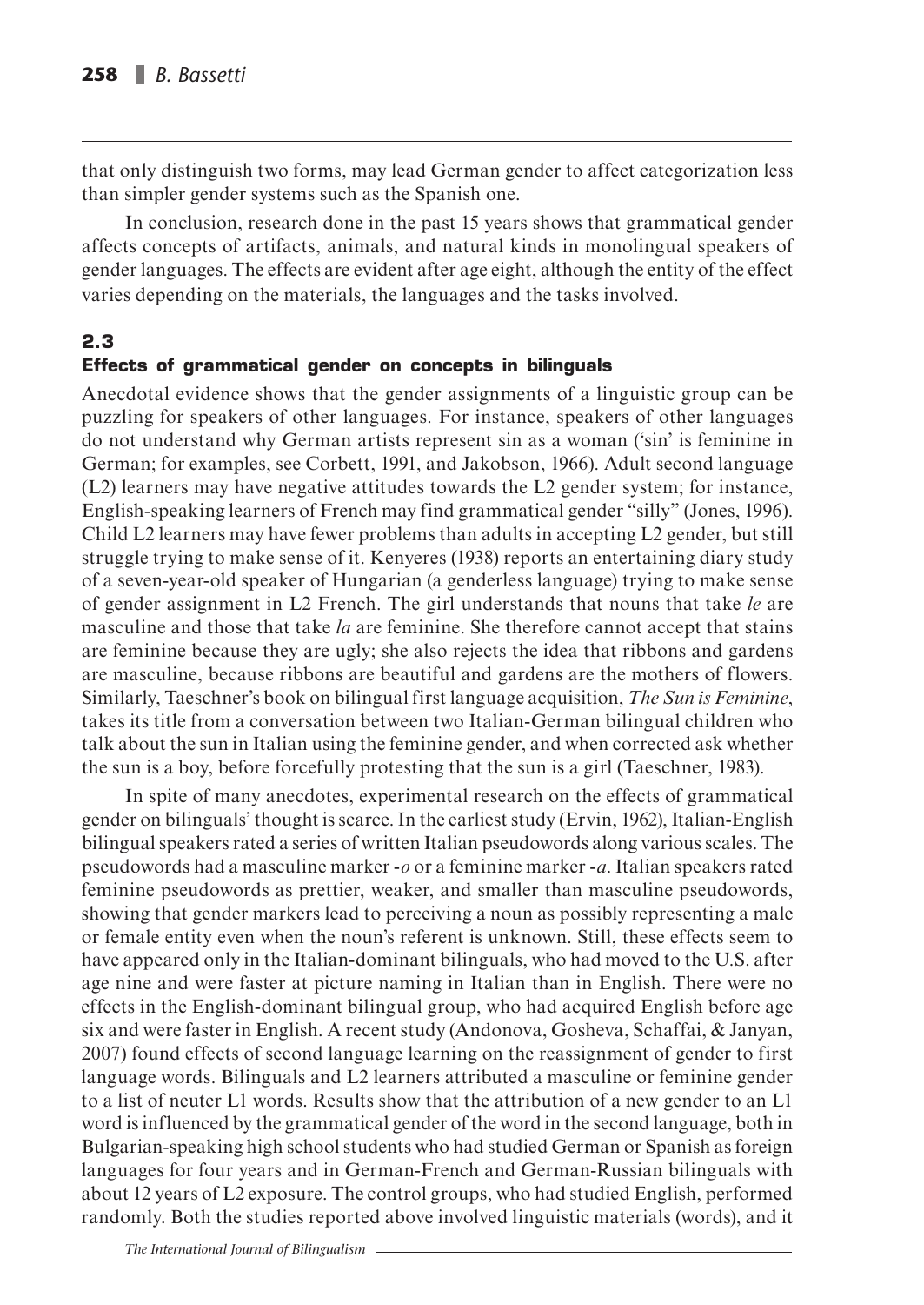that only distinguish two forms, may lead German gender to affect categorization less than simpler gender systems such as the Spanish one.

In conclusion, research done in the past 15 years shows that grammatical gender affects concepts of artifacts, animals, and natural kinds in monolingual speakers of gender languages. The effects are evident after age eight, although the entity of the effect varies depending on the materials, the languages and the tasks involved.

## 2.3 Effects of grammatical gender on concepts in bilinguals

Anecdotal evidence shows that the gender assignments of a linguistic group can be puzzling for speakers of other languages. For instance, speakers of other languages do not understand why German artists represent sin as a woman ('sin' is feminine in German; for examples, see Corbett, 1991, and Jakobson, 1966). Adult second language (L2) learners may have negative attitudes towards the L2 gender system; for instance, English-speaking learners of French may find grammatical gender "silly" (Jones, 1996). Child L2 learners may have fewer problems than adults in accepting L2 gender, but still struggle trying to make sense of it. Kenyeres (1938) reports an entertaining diary study of a seven-year-old speaker of Hungarian (a genderless language) trying to make sense of gender assignment in L2 French. The girl understands that nouns that take *le* are masculine and those that take *la* are feminine. She therefore cannot accept that stains are feminine because they are ugly; she also rejects the idea that ribbons and gardens are masculine, because ribbons are beautiful and gardens are the mothers of flowers. Similarly, Taeschner's book on bilingual first language acquisition, *The Sun is Feminine*, takes its title from a conversation between two Italian-German bilingual children who talk about the sun in Italian using the feminine gender, and when corrected ask whether the sun is a boy, before forcefully protesting that the sun is a girl (Taeschner, 1983).

In spite of many anecdotes, experimental research on the effects of grammatical gender on bilinguals' thought is scarce. In the earliest study (Ervin, 1962), Italian-English bilingual speakers rated a series of written Italian pseudowords along various scales. The pseudowords had a masculine marker *-o* or a feminine marker *-a*. Italian speakers rated feminine pseudowords as prettier, weaker, and smaller than masculine pseudowords, showing that gender markers lead to perceiving a noun as possibly representing a male or female entity even when the noun's referent is unknown. Still, these effects seem to have appeared only in the Italian-dominant bilinguals, who had moved to the U.S. after age nine and were faster at picture naming in Italian than in English. There were no effects in the English-dominant bilingual group, who had acquired English before age six and were faster in English. A recent study (Andonova, Gosheva, Schaffai, & Janyan, 2007) found effects of second language learning on the reassignment of gender to first language words. Bilinguals and L2 learners attributed a masculine or feminine gender to a list of neuter L1 words. Results show that the attribution of a new gender to an L1 word is influenced by the grammatical gender of the word in the second language, both in Bulgarian-speaking high school students who had studied German or Spanish as foreign languages for four years and in German-French and German-Russian bilinguals with about 12 years of L2 exposure. The control groups, who had studied English, performed randomly. Both the studies reported above involved linguistic materials (words), and it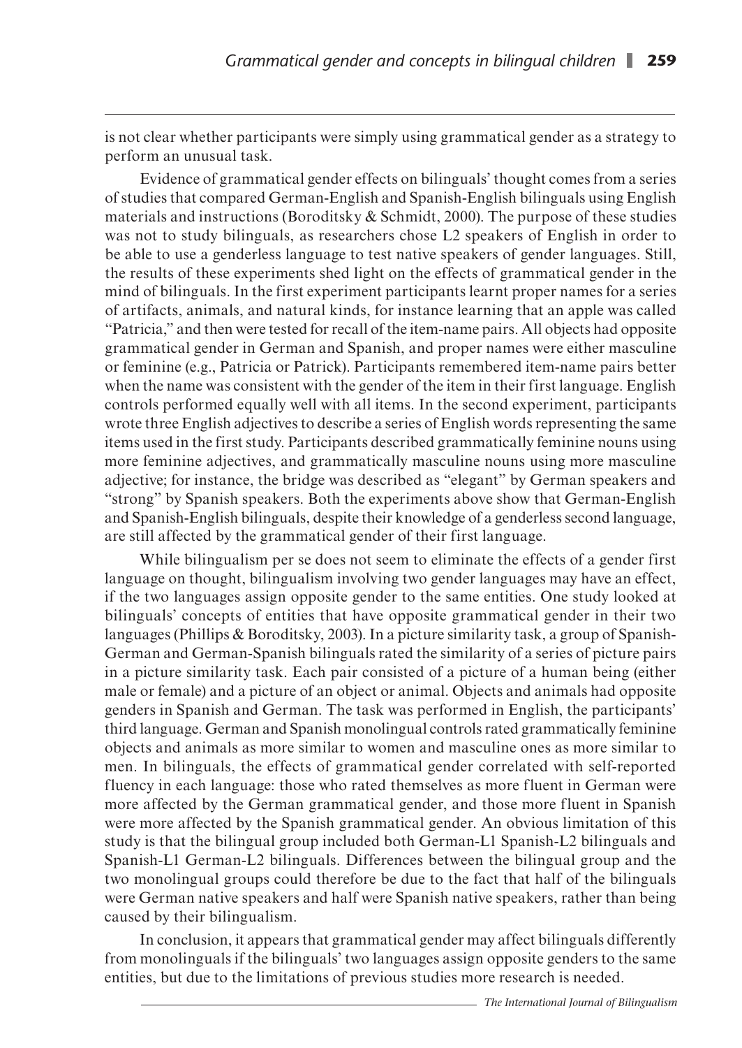is not clear whether participants were simply using grammatical gender as a strategy to perform an unusual task.

Evidence of grammatical gender effects on bilinguals' thought comes from a series of studies that compared German-English and Spanish-English bilinguals using English materials and instructions (Boroditsky & Schmidt, 2000). The purpose of these studies was not to study bilinguals, as researchers chose L2 speakers of English in order to be able to use a genderless language to test native speakers of gender languages. Still, the results of these experiments shed light on the effects of grammatical gender in the mind of bilinguals. In the first experiment participants learnt proper names for a series of artifacts, animals, and natural kinds, for instance learning that an apple was called "Patricia," and then were tested for recall of the item-name pairs. All objects had opposite grammatical gender in German and Spanish, and proper names were either masculine or feminine (e.g., Patricia or Patrick). Participants remembered item-name pairs better when the name was consistent with the gender of the item in their first language. English controls performed equally well with all items. In the second experiment, participants wrote three English adjectives to describe a series of English words representing the same items used in the first study. Participants described grammatically feminine nouns using more feminine adjectives, and grammatically masculine nouns using more masculine adjective; for instance, the bridge was described as "elegant" by German speakers and "strong" by Spanish speakers. Both the experiments above show that German-English and Spanish-English bilinguals, despite their knowledge of a genderless second language, are still affected by the grammatical gender of their first language.

While bilingualism per se does not seem to eliminate the effects of a gender first language on thought, bilingualism involving two gender languages may have an effect, if the two languages assign opposite gender to the same entities. One study looked at bilinguals' concepts of entities that have opposite grammatical gender in their two languages (Phillips & Boroditsky, 2003). In a picture similarity task, a group of Spanish-German and German-Spanish bilinguals rated the similarity of a series of picture pairs in a picture similarity task. Each pair consisted of a picture of a human being (either male or female) and a picture of an object or animal. Objects and animals had opposite genders in Spanish and German. The task was performed in English, the participants' third language. German and Spanish monolingual controls rated grammatically feminine objects and animals as more similar to women and masculine ones as more similar to men. In bilinguals, the effects of grammatical gender correlated with self-reported fluency in each language: those who rated themselves as more fluent in German were more affected by the German grammatical gender, and those more fluent in Spanish were more affected by the Spanish grammatical gender. An obvious limitation of this study is that the bilingual group included both German-L1 Spanish-L2 bilinguals and Spanish-L1 German-L2 bilinguals. Differences between the bilingual group and the two monolingual groups could therefore be due to the fact that half of the bilinguals were German native speakers and half were Spanish native speakers, rather than being caused by their bilingualism.

In conclusion, it appears that grammatical gender may affect bilinguals differently from monolinguals if the bilinguals' two languages assign opposite genders to the same entities, but due to the limitations of previous studies more research is needed.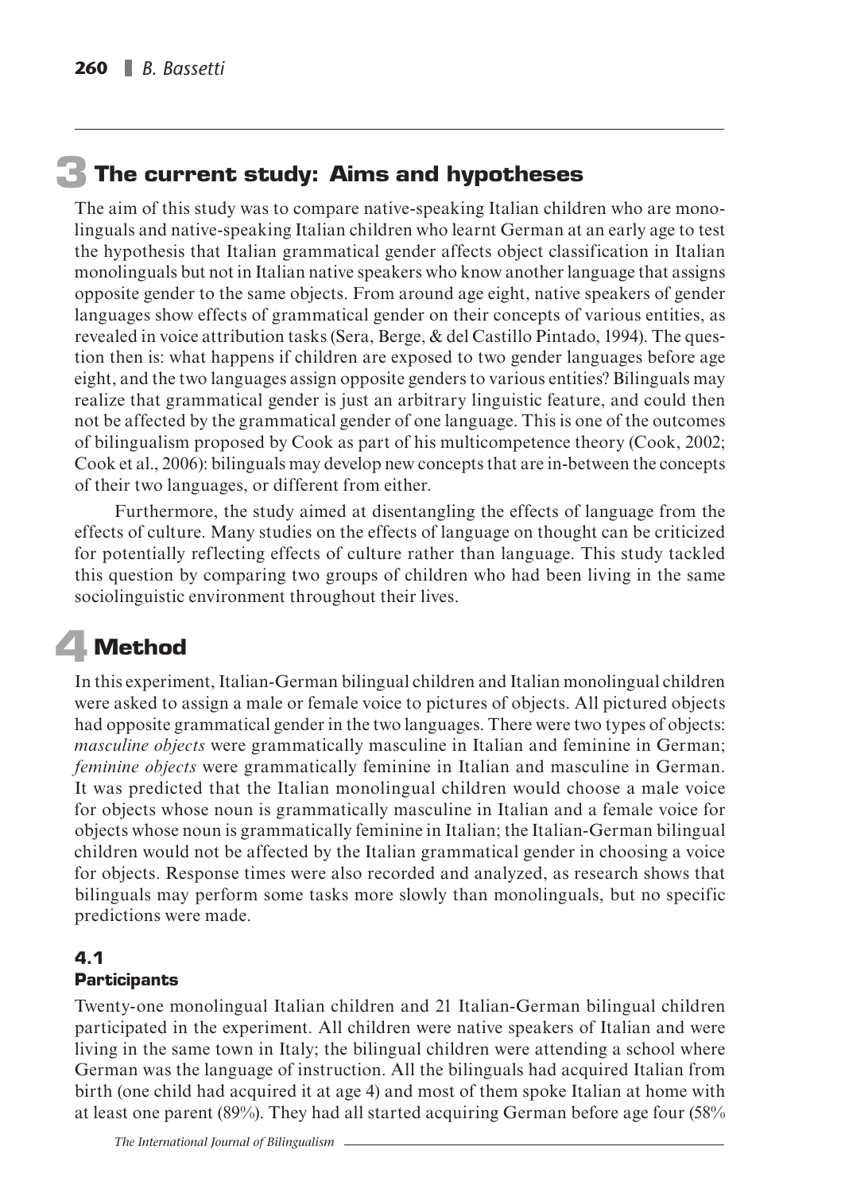# 3 The current study: Aims and hypotheses

The aim of this study was to compare native-speaking Italian children who are monolinguals and native-speaking Italian children who learnt German at an early age to test the hypothesis that Italian grammatical gender affects object classification in Italian monolinguals but not in Italian native speakers who know another language that assigns opposite gender to the same objects. From around age eight, native speakers of gender languages show effects of grammatical gender on their concepts of various entities, as revealed in voice attribution tasks (Sera, Berge, & del Castillo Pintado, 1994). The question then is: what happens if children are exposed to two gender languages before age eight, and the two languages assign opposite genders to various entities? Bilinguals may realize that grammatical gender is just an arbitrary linguistic feature, and could then not be affected by the grammatical gender of one language. This is one of the outcomes of bilingualism proposed by Cook as part of his multicompetence theory (Cook, 2002; Cook et al., 2006): bilinguals may develop new concepts that are in-between the concepts of their two languages, or different from either.

Furthermore, the study aimed at disentangling the effects of language from the effects of culture. Many studies on the effects of language on thought can be criticized for potentially reflecting effects of culture rather than language. This study tackled this question by comparing two groups of children who had been living in the same sociolinguistic environment throughout their lives.

# 4 Method

In this experiment, Italian-German bilingual children and Italian monolingual children were asked to assign a male or female voice to pictures of objects. All pictured objects had opposite grammatical gender in the two languages. There were two types of objects: *masculine objects* were grammatically masculine in Italian and feminine in German; *feminine objects* were grammatically feminine in Italian and masculine in German. It was predicted that the Italian monolingual children would choose a male voice for objects whose noun is grammatically masculine in Italian and a female voice for objects whose noun is grammatically feminine in Italian; the Italian-German bilingual children would not be affected by the Italian grammatical gender in choosing a voice for objects. Response times were also recorded and analyzed, as research shows that bilinguals may perform some tasks more slowly than monolinguals, but no specific predictions were made.

## 4.1 Participants

Twenty-one monolingual Italian children and 21 Italian-German bilingual children participated in the experiment. All children were native speakers of Italian and were living in the same town in Italy; the bilingual children were attending a school where German was the language of instruction. All the bilinguals had acquired Italian from birth (one child had acquired it at age 4) and most of them spoke Italian at home with at least one parent (89%). They had all started acquiring German before age four (58%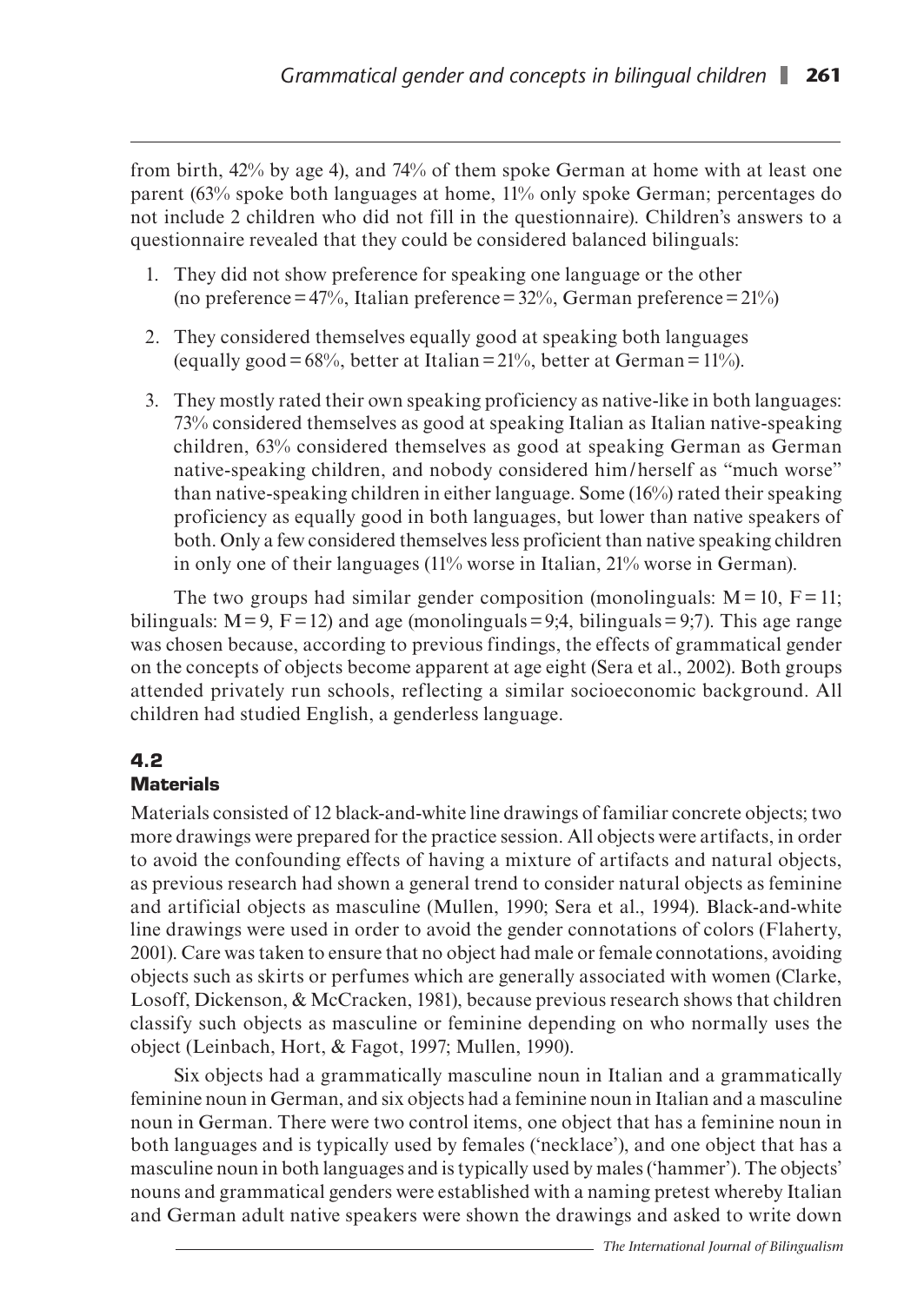from birth, 42% by age 4), and 74% of them spoke German at home with at least one parent (63% spoke both languages at home, 11% only spoke German; percentages do not include 2 children who did not fill in the questionnaire). Children's answers to a questionnaire revealed that they could be considered balanced bilinguals:

1. They did not show preference for speaking one language or the other (no preference = 47%, Italian preference = 32%, German preference = 21%)
2. They considered themselves equally good at speaking both languages (equally good = 68%, better at Italian = 21%, better at German = 11%).
3. They mostly rated their own speaking proficiency as native-like in both languages: 73% considered themselves as good at speaking Italian as Italian native-speaking children, 63% considered themselves as good at speaking German as German native-speaking children, and nobody considered him/herself as "much worse" than native-speaking children in either language. Some (16%) rated their speaking proficiency as equally good in both languages, but lower than native speakers of both. Only a few considered themselves less proficient than native speaking children in only one of their languages (11% worse in Italian, 21% worse in German).

The two groups had similar gender composition (monolinguals: M = 10, F = 11; bilinguals: M = 9, F = 12) and age (monolinguals = 9;4, bilinguals = 9;7). This age range was chosen because, according to previous findings, the effects of grammatical gender on the concepts of objects become apparent at age eight (Sera et al., 2002). Both groups attended privately run schools, reflecting a similar socioeconomic background. All children had studied English, a genderless language.

## 4.2 Materials

Materials consisted of 12 black-and-white line drawings of familiar concrete objects; two more drawings were prepared for the practice session. All objects were artifacts, in order to avoid the confounding effects of having a mixture of artifacts and natural objects, as previous research had shown a general trend to consider natural objects as feminine and artificial objects as masculine (Mullen, 1990; Sera et al., 1994). Black-and-white line drawings were used in order to avoid the gender connotations of colors (Flaherty, 2001). Care was taken to ensure that no object had male or female connotations, avoiding objects such as skirts or perfumes which are generally associated with women (Clarke, Losoff, Dickenson, & McCracken, 1981), because previous research shows that children classify such objects as masculine or feminine depending on who normally uses the object (Leinbach, Hort, & Fagot, 1997; Mullen, 1990).

Six objects had a grammatically masculine noun in Italian and a grammatically feminine noun in German, and six objects had a feminine noun in Italian and a masculine noun in German. There were two control items, one object that has a feminine noun in both languages and is typically used by females ('necklace'), and one object that has a masculine noun in both languages and is typically used by males ('hammer'). The objects' nouns and grammatical genders were established with a naming pretest whereby Italian and German adult native speakers were shown the drawings and asked to write down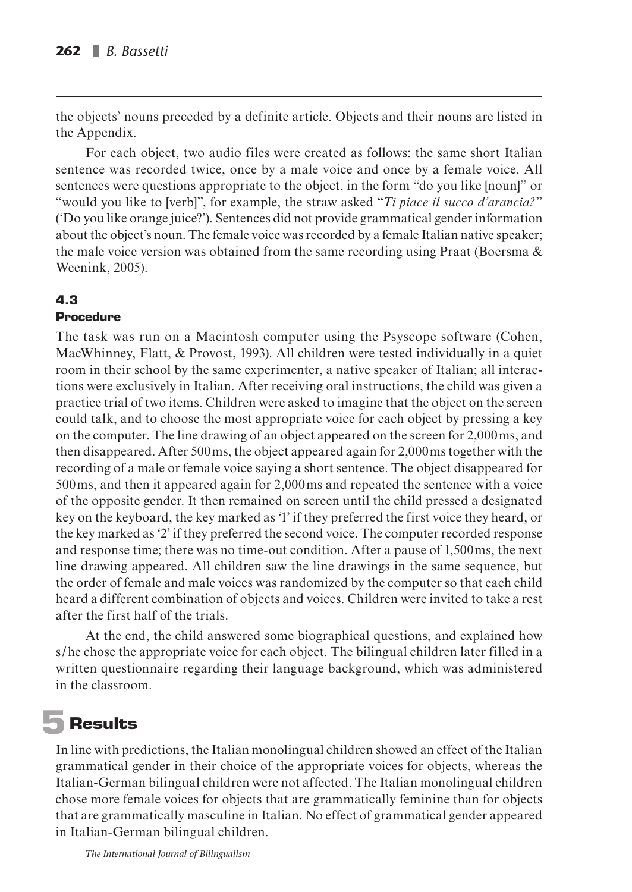the objects' nouns preceded by a definite article. Objects and their nouns are listed in the Appendix.

For each object, two audio files were created as follows: the same short Italian sentence was recorded twice, once by a male voice and once by a female voice. All sentences were questions appropriate to the object, in the form "do you like [noun]" or "would you like to [verb]", for example, the straw asked "*Ti piace il succo d'arancia?*" ('Do you like orange juice?'). Sentences did not provide grammatical gender information about the object's noun. The female voice was recorded by a female Italian native speaker; the male voice version was obtained from the same recording using Praat (Boersma & Weenink, 2005).

### 4.3 Procedure

The task was run on a Macintosh computer using the Psyscope software (Cohen, MacWhinney, Flatt, & Provost, 1993). All children were tested individually in a quiet room in their school by the same experimenter, a native speaker of Italian; all interactions were exclusively in Italian. After receiving oral instructions, the child was given a practice trial of two items. Children were asked to imagine that the object on the screen could talk, and to choose the most appropriate voice for each object by pressing a key on the computer. The line drawing of an object appeared on the screen for 2,000 ms, and then disappeared. After 500 ms, the object appeared again for 2,000 ms together with the recording of a male or female voice saying a short sentence. The object disappeared for 500 ms, and then it appeared again for 2,000 ms and repeated the sentence with a voice of the opposite gender. It then remained on screen until the child pressed a designated key on the keyboard, the key marked as '1' if they preferred the first voice they heard, or the key marked as '2' if they preferred the second voice. The computer recorded response and response time; there was no time-out condition. After a pause of 1,500 ms, the next line drawing appeared. All children saw the line drawings in the same sequence, but the order of female and male voices was randomized by the computer so that each child heard a different combination of objects and voices. Children were invited to take a rest after the first half of the trials.

At the end, the child answered some biographical questions, and explained how s/he chose the appropriate voice for each object. The bilingual children later filled in a written questionnaire regarding their language background, which was administered in the classroom.

# 5 Results

In line with predictions, the Italian monolingual children showed an effect of the Italian grammatical gender in their choice of the appropriate voices for objects, whereas the Italian-German bilingual children were not affected. The Italian monolingual children chose more female voices for objects that are grammatically feminine than for objects that are grammatically masculine in Italian. No effect of grammatical gender appeared in Italian-German bilingual children.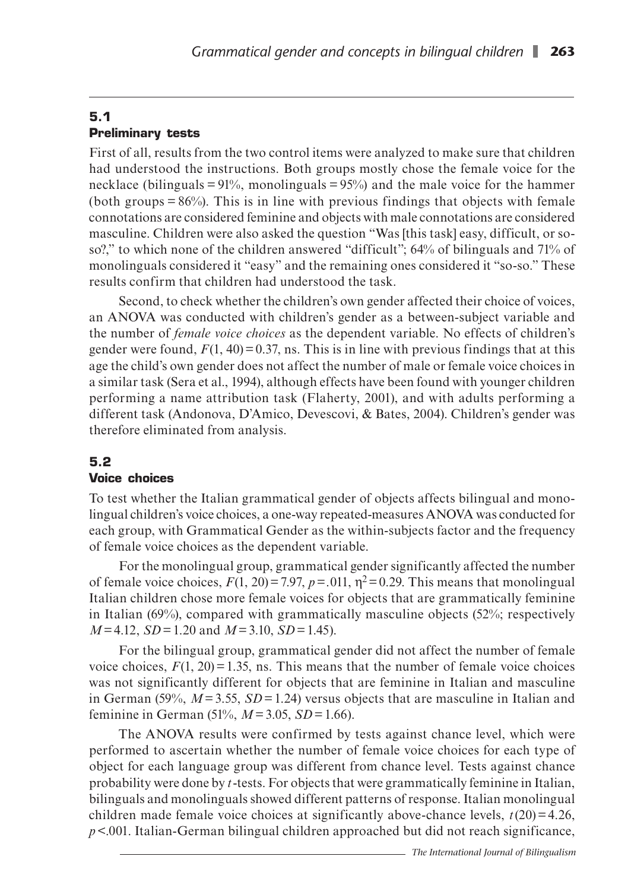## 5.1 Preliminary tests

First of all, results from the two control items were analyzed to make sure that children had understood the instructions. Both groups mostly chose the female voice for the necklace (bilinguals = 91%, monolinguals = 95%) and the male voice for the hammer (both groups = 86%). This is in line with previous findings that objects with female connotations are considered feminine and objects with male connotations are considered masculine. Children were also asked the question "Was [this task] easy, difficult, or so-so?," to which none of the children answered "difficult"; 64% of bilinguals and 71% of monolinguals considered it "easy" and the remaining ones considered it "so-so." These results confirm that children had understood the task.

Second, to check whether the children's own gender affected their choice of voices, an ANOVA was conducted with children's gender as a between-subject variable and the number of *female voice choices* as the dependent variable. No effects of children's gender were found, $F(1, 40) = 0.37$, ns. This is in line with previous findings that at this age the child's own gender does not affect the number of male or female voice choices in a similar task (Sera et al., 1994), although effects have been found with younger children performing a name attribution task (Flaherty, 2001), and with adults performing a different task (Andonova, D'Amico, Devescovi, & Bates, 2004). Children's gender was therefore eliminated from analysis.

## 5.2 Voice choices

To test whether the Italian grammatical gender of objects affects bilingual and monolingual children's voice choices, a one-way repeated-measures ANOVA was conducted for each group, with Grammatical Gender as the within-subjects factor and the frequency of female voice choices as the dependent variable.

For the monolingual group, grammatical gender significantly affected the number of female voice choices, $F(1, 20) = 7.97$, $p = .011$, $\eta^2 = 0.29$. This means that monolingual Italian children chose more female voices for objects that are grammatically feminine in Italian (69%), compared with grammatically masculine objects (52%; respectively $M = 4.12$, $SD = 1.20$ and $M = 3.10$, $SD = 1.45$).

For the bilingual group, grammatical gender did not affect the number of female voice choices, $F(1, 20) = 1.35$, ns. This means that the number of female voice choices was not significantly different for objects that are feminine in Italian and masculine in German (59%, $M = 3.55$, $SD = 1.24$) versus objects that are masculine in Italian and feminine in German (51%, $M = 3.05$, $SD = 1.66$).

The ANOVA results were confirmed by tests against chance level, which were performed to ascertain whether the number of female voice choices for each type of object for each language group was different from chance level. Tests against chance probability were done by *t*-tests. For objects that were grammatically feminine in Italian, bilinguals and monolinguals showed different patterns of response. Italian monolingual children made female voice choices at significantly above-chance levels, $t(20) = 4.26$, $p < .001$. Italian-German bilingual children approached but did not reach significance,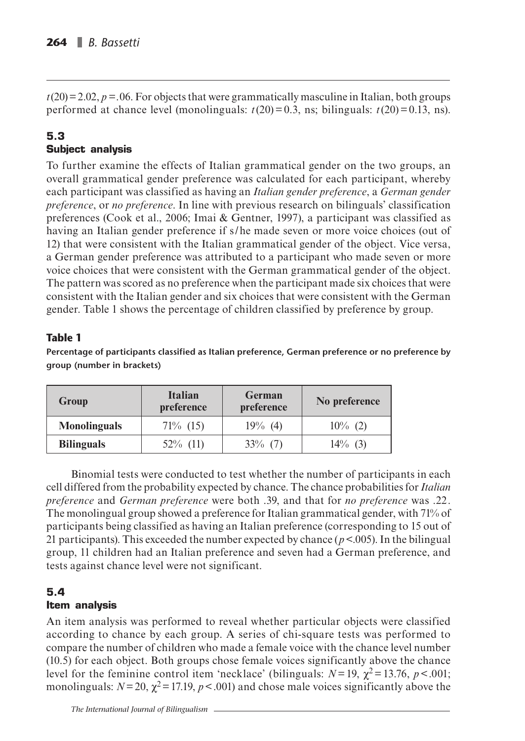$t(20) = 2.02$, $p = .06$. For objects that were grammatically masculine in Italian, both groups performed at chance level (monolinguals: $t(20) = 0.3$, ns; bilinguals: $t(20) = 0.13$, ns).

### 5.3 Subject analysis

To further examine the effects of Italian grammatical gender on the two groups, an overall grammatical gender preference was calculated for each participant, whereby each participant was classified as having an *Italian gender preference*, a *German gender preference*, or *no preference*. In line with previous research on bilinguals' classification preferences (Cook et al., 2006; Imai & Gentner, 1997), a participant was classified as having an Italian gender preference if s/he made seven or more voice choices (out of 12) that were consistent with the Italian grammatical gender of the object. Vice versa, a German gender preference was attributed to a participant who made seven or more voice choices that were consistent with the German grammatical gender of the object. The pattern was scored as no preference when the participant made six choices that were consistent with the Italian gender and six choices that were consistent with the German gender. Table 1 shows the percentage of children classified by preference by group.

**Table 1**

**Percentage of participants classified as Italian preference, German preference or no preference by group (number in brackets)**

| Group | Italian preference | German preference | No preference |
|---|---|---|---|
| **Monolinguals** | 71% (15) | 19% (4) | 10% (2) |
| **Bilinguals** | 52% (11) | 33% (7) | 14% (3) |

Binomial tests were conducted to test whether the number of participants in each cell differed from the probability expected by chance. The chance probabilities for *Italian preference* and *German preference* were both .39, and that for *no preference* was .22. The monolingual group showed a preference for Italian grammatical gender, with 71% of participants being classified as having an Italian preference (corresponding to 15 out of 21 participants). This exceeded the number expected by chance ($p < .005$). In the bilingual group, 11 children had an Italian preference and seven had a German preference, and tests against chance level were not significant.

### 5.4 Item analysis

An item analysis was performed to reveal whether particular objects were classified according to chance by each group. A series of chi-square tests was performed to compare the number of children who made a female voice with the chance level number (10.5) for each object. Both groups chose female voices significantly above the chance level for the feminine control item 'necklace' (bilinguals: $N = 19$, $\chi^2 = 13.76$, $p < .001$; monolinguals: $N = 20$, $\chi^2 = 17.19$, $p < .001$) and chose male voices significantly above the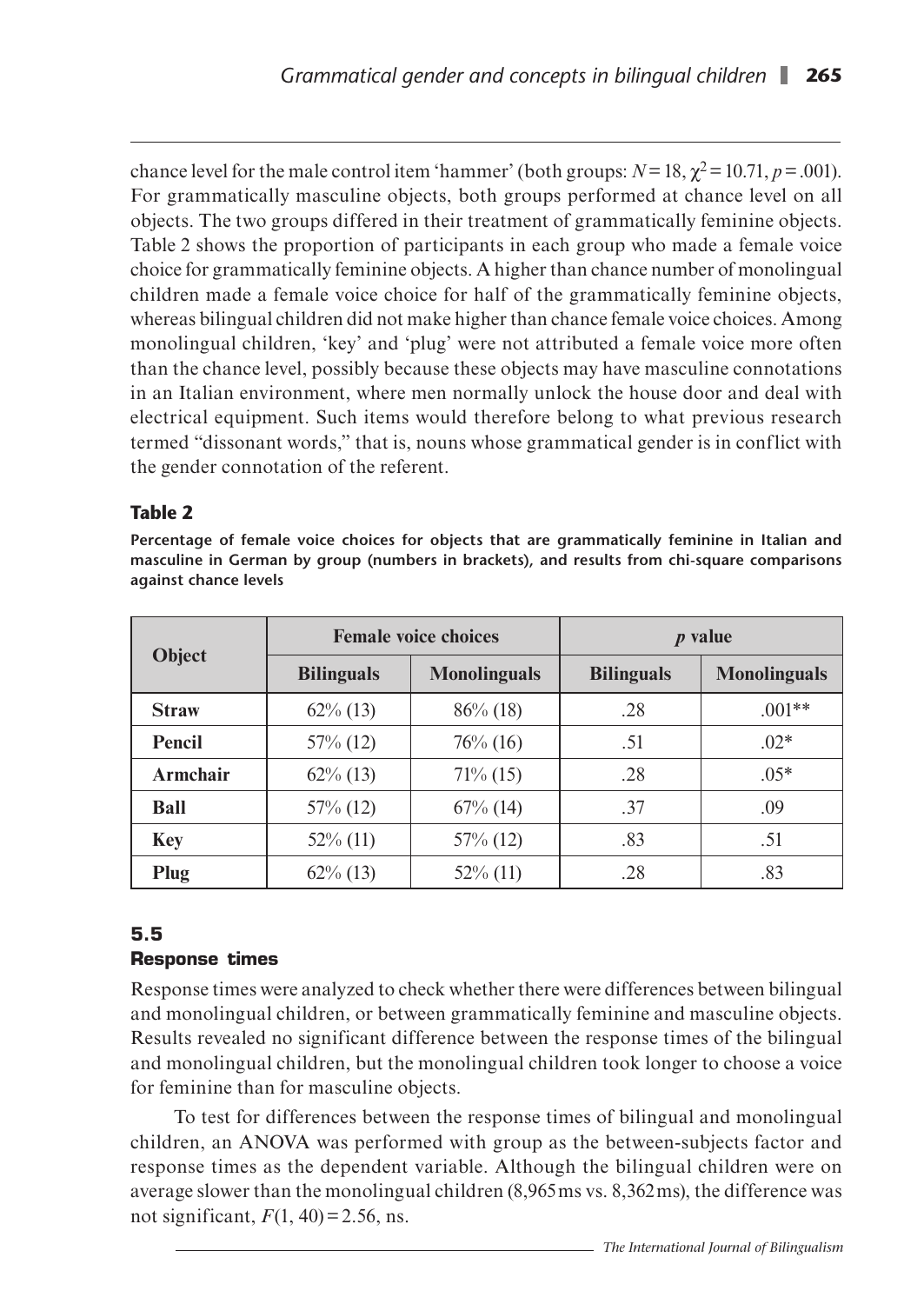chance level for the male control item 'hammer' (both groups: $N = 18$, $\chi^2 = 10.71$, $p = .001$). For grammatically masculine objects, both groups performed at chance level on all objects. The two groups differed in their treatment of grammatically feminine objects. Table 2 shows the proportion of participants in each group who made a female voice choice for grammatically feminine objects. A higher than chance number of monolingual children made a female voice choice for half of the grammatically feminine objects, whereas bilingual children did not make higher than chance female voice choices. Among monolingual children, 'key' and 'plug' were not attributed a female voice more often than the chance level, possibly because these objects may have masculine connotations in an Italian environment, where men normally unlock the house door and deal with electrical equipment. Such items would therefore belong to what previous research termed "dissonant words," that is, nouns whose grammatical gender is in conflict with the gender connotation of the referent.

**Table 2**

**Percentage of female voice choices for objects that are grammatically feminine in Italian and masculine in German by group (numbers in brackets), and results from chi-square comparisons against chance levels**

| Object | Female voice choices | | *p* value | |
|---|---|---|---|---|
| | Bilinguals | Monolinguals | Bilinguals | Monolinguals |
| **Straw** | 62% (13) | 86% (18) | .28 | .001** |
| **Pencil** | 57% (12) | 76% (16) | .51 | .02* |
| **Armchair** | 62% (13) | 71% (15) | .28 | .05* |
| **Ball** | 57% (12) | 67% (14) | .37 | .09 |
| **Key** | 52% (11) | 57% (12) | .83 | .51 |
| **Plug** | 62% (13) | 52% (11) | .28 | .83 |

### 5.5 Response times

Response times were analyzed to check whether there were differences between bilingual and monolingual children, or between grammatically feminine and masculine objects. Results revealed no significant difference between the response times of the bilingual and monolingual children, but the monolingual children took longer to choose a voice for feminine than for masculine objects.

To test for differences between the response times of bilingual and monolingual children, an ANOVA was performed with group as the between-subjects factor and response times as the dependent variable. Although the bilingual children were on average slower than the monolingual children (8,965 ms vs. 8,362 ms), the difference was not significant, $F(1, 40) = 2.56$, ns.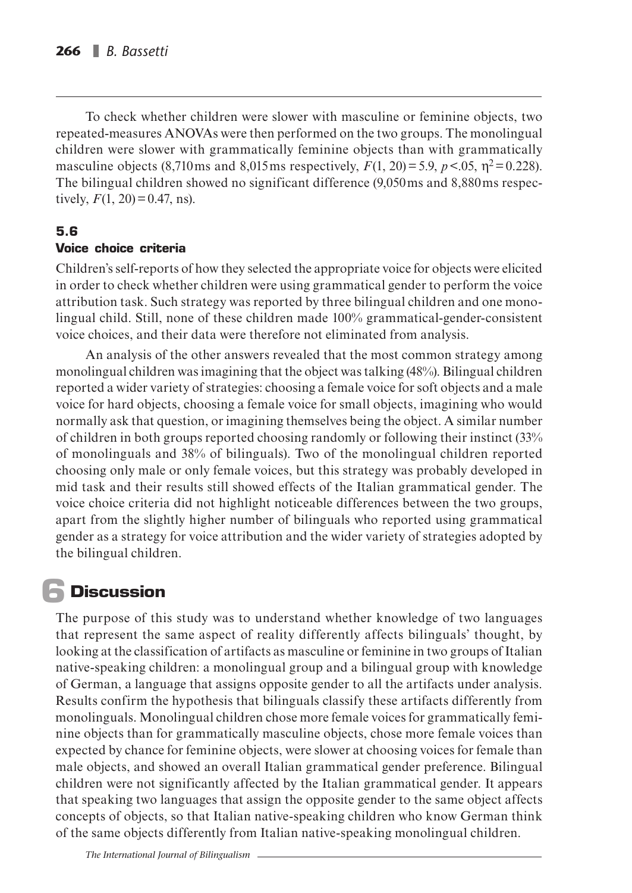To check whether children were slower with masculine or feminine objects, two repeated-measures ANOVAs were then performed on the two groups. The monolingual children were slower with grammatically feminine objects than with grammatically masculine objects (8,710 ms and 8,015 ms respectively, $F(1, 20) = 5.9$, $p < .05$, $\eta^2 = 0.228$). The bilingual children showed no significant difference (9,050 ms and 8,880 ms respectively, $F(1, 20) = 0.47$, ns).

### 5.6 Voice choice criteria

Children's self-reports of how they selected the appropriate voice for objects were elicited in order to check whether children were using grammatical gender to perform the voice attribution task. Such strategy was reported by three bilingual children and one monolingual child. Still, none of these children made 100% grammatical-gender-consistent voice choices, and their data were therefore not eliminated from analysis.

An analysis of the other answers revealed that the most common strategy among monolingual children was imagining that the object was talking (48%). Bilingual children reported a wider variety of strategies: choosing a female voice for soft objects and a male voice for hard objects, choosing a female voice for small objects, imagining who would normally ask that question, or imagining themselves being the object. A similar number of children in both groups reported choosing randomly or following their instinct (33% of monolinguals and 38% of bilinguals). Two of the monolingual children reported choosing only male or only female voices, but this strategy was probably developed in mid task and their results still showed effects of the Italian grammatical gender. The voice choice criteria did not highlight noticeable differences between the two groups, apart from the slightly higher number of bilinguals who reported using grammatical gender as a strategy for voice attribution and the wider variety of strategies adopted by the bilingual children.

## 6 Discussion

The purpose of this study was to understand whether knowledge of two languages that represent the same aspect of reality differently affects bilinguals' thought, by looking at the classification of artifacts as masculine or feminine in two groups of Italian native-speaking children: a monolingual group and a bilingual group with knowledge of German, a language that assigns opposite gender to all the artifacts under analysis. Results confirm the hypothesis that bilinguals classify these artifacts differently from monolinguals. Monolingual children chose more female voices for grammatically feminine objects than for grammatically masculine objects, chose more female voices than expected by chance for feminine objects, were slower at choosing voices for female than male objects, and showed an overall Italian grammatical gender preference. Bilingual children were not significantly affected by the Italian grammatical gender. It appears that speaking two languages that assign the opposite gender to the same object affects concepts of objects, so that Italian native-speaking children who know German think of the same objects differently from Italian native-speaking monolingual children.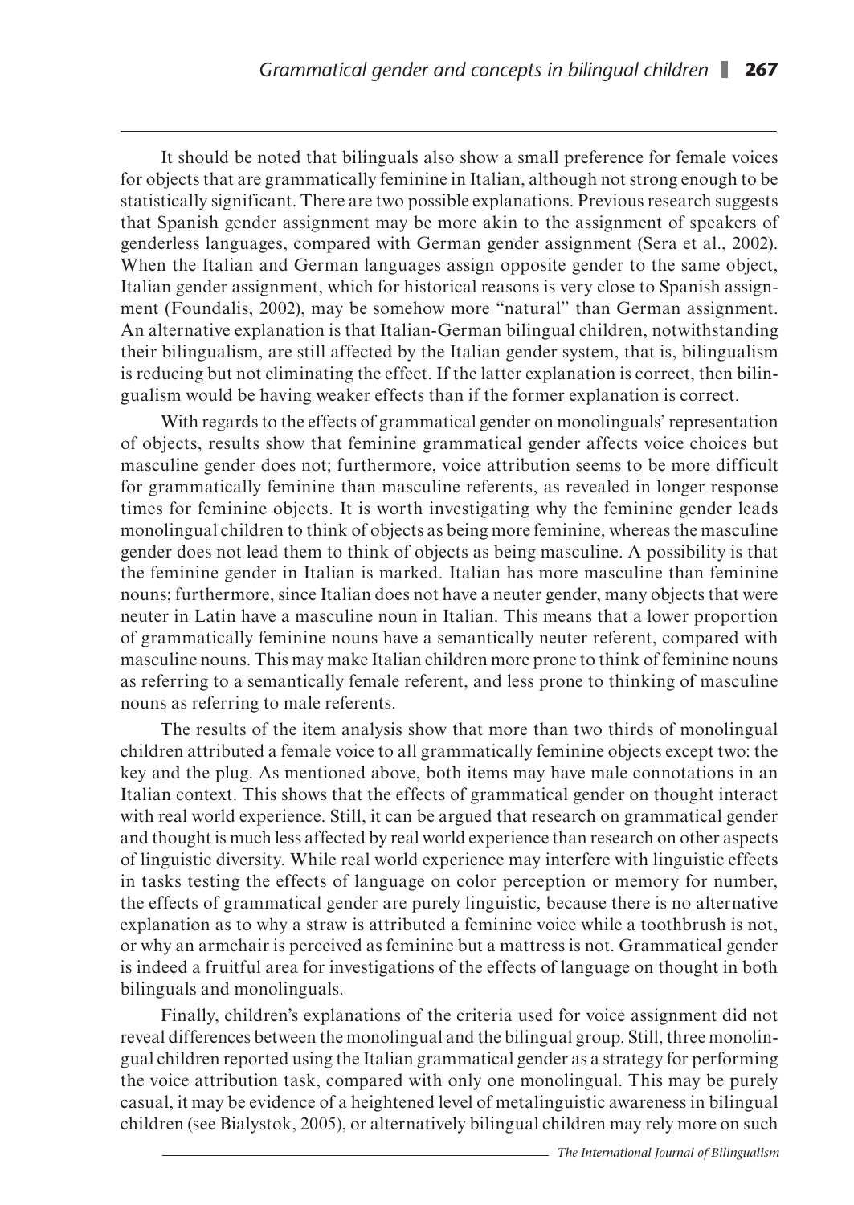It should be noted that bilinguals also show a small preference for female voices for objects that are grammatically feminine in Italian, although not strong enough to be statistically significant. There are two possible explanations. Previous research suggests that Spanish gender assignment may be more akin to the assignment of speakers of genderless languages, compared with German gender assignment (Sera et al., 2002). When the Italian and German languages assign opposite gender to the same object, Italian gender assignment, which for historical reasons is very close to Spanish assignment (Foundalis, 2002), may be somehow more "natural" than German assignment. An alternative explanation is that Italian-German bilingual children, notwithstanding their bilingualism, are still affected by the Italian gender system, that is, bilingualism is reducing but not eliminating the effect. If the latter explanation is correct, then bilingualism would be having weaker effects than if the former explanation is correct.

With regards to the effects of grammatical gender on monolinguals' representation of objects, results show that feminine grammatical gender affects voice choices but masculine gender does not; furthermore, voice attribution seems to be more difficult for grammatically feminine than masculine referents, as revealed in longer response times for feminine objects. It is worth investigating why the feminine gender leads monolingual children to think of objects as being more feminine, whereas the masculine gender does not lead them to think of objects as being masculine. A possibility is that the feminine gender in Italian is marked. Italian has more masculine than feminine nouns; furthermore, since Italian does not have a neuter gender, many objects that were neuter in Latin have a masculine noun in Italian. This means that a lower proportion of grammatically feminine nouns have a semantically neuter referent, compared with masculine nouns. This may make Italian children more prone to think of feminine nouns as referring to a semantically female referent, and less prone to thinking of masculine nouns as referring to male referents.

The results of the item analysis show that more than two thirds of monolingual children attributed a female voice to all grammatically feminine objects except two: the key and the plug. As mentioned above, both items may have male connotations in an Italian context. This shows that the effects of grammatical gender on thought interact with real world experience. Still, it can be argued that research on grammatical gender and thought is much less affected by real world experience than research on other aspects of linguistic diversity. While real world experience may interfere with linguistic effects in tasks testing the effects of language on color perception or memory for number, the effects of grammatical gender are purely linguistic, because there is no alternative explanation as to why a straw is attributed a feminine voice while a toothbrush is not, or why an armchair is perceived as feminine but a mattress is not. Grammatical gender is indeed a fruitful area for investigations of the effects of language on thought in both bilinguals and monolinguals.

Finally, children's explanations of the criteria used for voice assignment did not reveal differences between the monolingual and the bilingual group. Still, three monolingual children reported using the Italian grammatical gender as a strategy for performing the voice attribution task, compared with only one monolingual. This may be purely casual, it may be evidence of a heightened level of metalinguistic awareness in bilingual children (see Bialystok, 2005), or alternatively bilingual children may rely more on such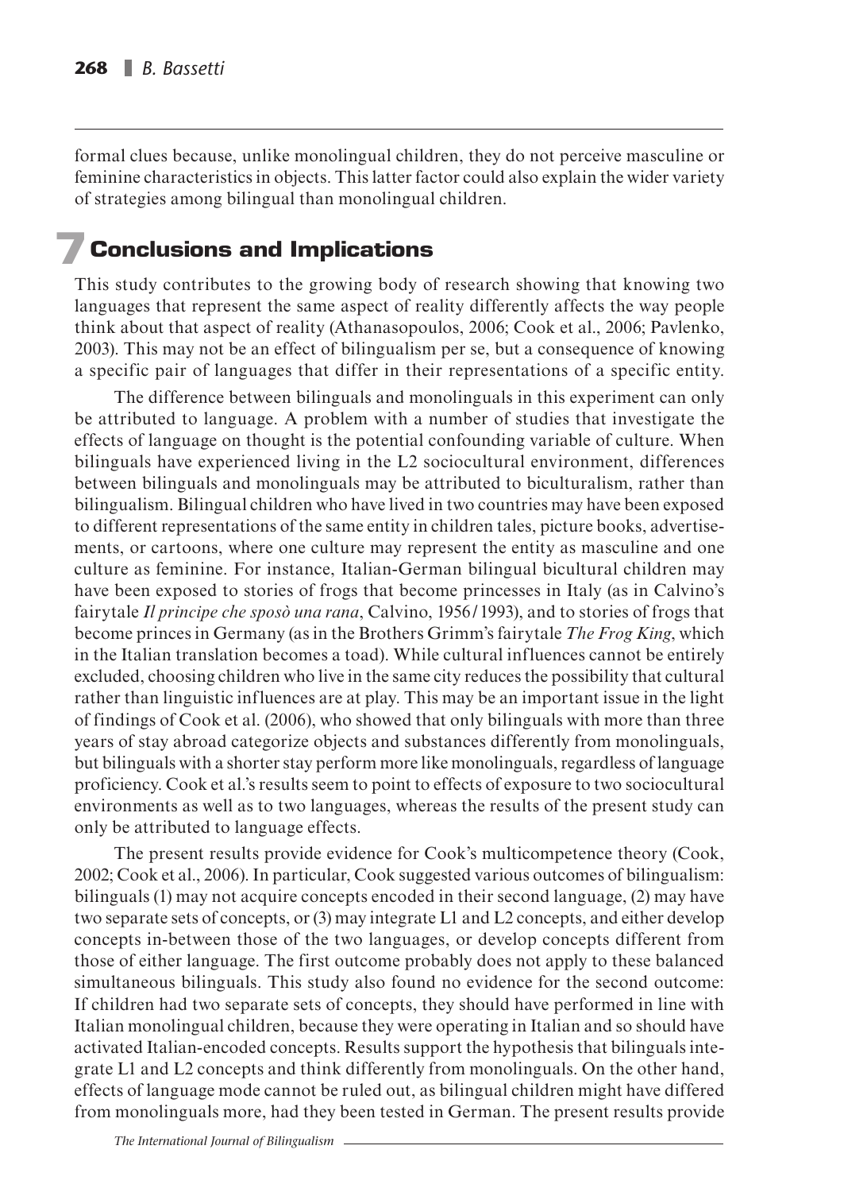formal clues because, unlike monolingual children, they do not perceive masculine or feminine characteristics in objects. This latter factor could also explain the wider variety of strategies among bilingual than monolingual children.

# 7 Conclusions and Implications

This study contributes to the growing body of research showing that knowing two languages that represent the same aspect of reality differently affects the way people think about that aspect of reality (Athanasopoulos, 2006; Cook et al., 2006; Pavlenko, 2003). This may not be an effect of bilingualism per se, but a consequence of knowing a specific pair of languages that differ in their representations of a specific entity.

The difference between bilinguals and monolinguals in this experiment can only be attributed to language. A problem with a number of studies that investigate the effects of language on thought is the potential confounding variable of culture. When bilinguals have experienced living in the L2 sociocultural environment, differences between bilinguals and monolinguals may be attributed to biculturalism, rather than bilingualism. Bilingual children who have lived in two countries may have been exposed to different representations of the same entity in children tales, picture books, advertisements, or cartoons, where one culture may represent the entity as masculine and one culture as feminine. For instance, Italian-German bilingual bicultural children may have been exposed to stories of frogs that become princesses in Italy (as in Calvino's fairytale *Il principe che sposò una rana*, Calvino, 1956/1993), and to stories of frogs that become princes in Germany (as in the Brothers Grimm's fairytale *The Frog King*, which in the Italian translation becomes a toad). While cultural influences cannot be entirely excluded, choosing children who live in the same city reduces the possibility that cultural rather than linguistic influences are at play. This may be an important issue in the light of findings of Cook et al. (2006), who showed that only bilinguals with more than three years of stay abroad categorize objects and substances differently from monolinguals, but bilinguals with a shorter stay perform more like monolinguals, regardless of language proficiency. Cook et al.'s results seem to point to effects of exposure to two sociocultural environments as well as to two languages, whereas the results of the present study can only be attributed to language effects.

The present results provide evidence for Cook's multicompetence theory (Cook, 2002; Cook et al., 2006). In particular, Cook suggested various outcomes of bilingualism: bilinguals (1) may not acquire concepts encoded in their second language, (2) may have two separate sets of concepts, or (3) may integrate L1 and L2 concepts, and either develop concepts in-between those of the two languages, or develop concepts different from those of either language. The first outcome probably does not apply to these balanced simultaneous bilinguals. This study also found no evidence for the second outcome: If children had two separate sets of concepts, they should have performed in line with Italian monolingual children, because they were operating in Italian and so should have activated Italian-encoded concepts. Results support the hypothesis that bilinguals integrate L1 and L2 concepts and think differently from monolinguals. On the other hand, effects of language mode cannot be ruled out, as bilingual children might have differed from monolinguals more, had they been tested in German. The present results provide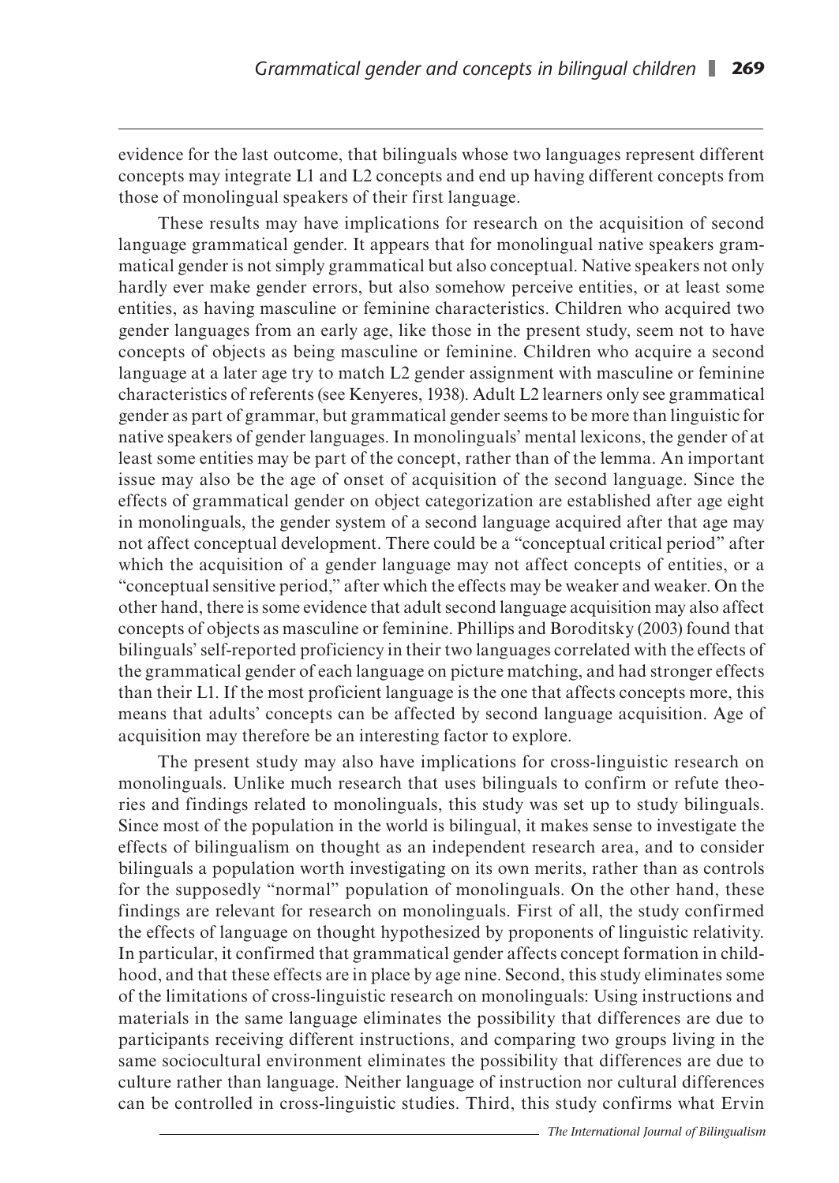evidence for the last outcome, that bilinguals whose two languages represent different concepts may integrate L1 and L2 concepts and end up having different concepts from those of monolingual speakers of their first language.

These results may have implications for research on the acquisition of second language grammatical gender. It appears that for monolingual native speakers grammatical gender is not simply grammatical but also conceptual. Native speakers not only hardly ever make gender errors, but also somehow perceive entities, or at least some entities, as having masculine or feminine characteristics. Children who acquired two gender languages from an early age, like those in the present study, seem not to have concepts of objects as being masculine or feminine. Children who acquire a second language at a later age try to match L2 gender assignment with masculine or feminine characteristics of referents (see Kenyeres, 1938). Adult L2 learners only see grammatical gender as part of grammar, but grammatical gender seems to be more than linguistic for native speakers of gender languages. In monolinguals' mental lexicons, the gender of at least some entities may be part of the concept, rather than of the lemma. An important issue may also be the age of onset of acquisition of the second language. Since the effects of grammatical gender on object categorization are established after age eight in monolinguals, the gender system of a second language acquired after that age may not affect conceptual development. There could be a "conceptual critical period" after which the acquisition of a gender language may not affect concepts of entities, or a "conceptual sensitive period," after which the effects may be weaker and weaker. On the other hand, there is some evidence that adult second language acquisition may also affect concepts of objects as masculine or feminine. Phillips and Boroditsky (2003) found that bilinguals' self-reported proficiency in their two languages correlated with the effects of the grammatical gender of each language on picture matching, and had stronger effects than their L1. If the most proficient language is the one that affects concepts more, this means that adults' concepts can be affected by second language acquisition. Age of acquisition may therefore be an interesting factor to explore.

The present study may also have implications for cross-linguistic research on monolinguals. Unlike much research that uses bilinguals to confirm or refute theories and findings related to monolinguals, this study was set up to study bilinguals. Since most of the population in the world is bilingual, it makes sense to investigate the effects of bilingualism on thought as an independent research area, and to consider bilinguals a population worth investigating on its own merits, rather than as controls for the supposedly "normal" population of monolinguals. On the other hand, these findings are relevant for research on monolinguals. First of all, the study confirmed the effects of language on thought hypothesized by proponents of linguistic relativity. In particular, it confirmed that grammatical gender affects concept formation in childhood, and that these effects are in place by age nine. Second, this study eliminates some of the limitations of cross-linguistic research on monolinguals: Using instructions and materials in the same language eliminates the possibility that differences are due to participants receiving different instructions, and comparing two groups living in the same sociocultural environment eliminates the possibility that differences are due to culture rather than language. Neither language of instruction nor cultural differences can be controlled in cross-linguistic studies. Third, this study confirms what Ervin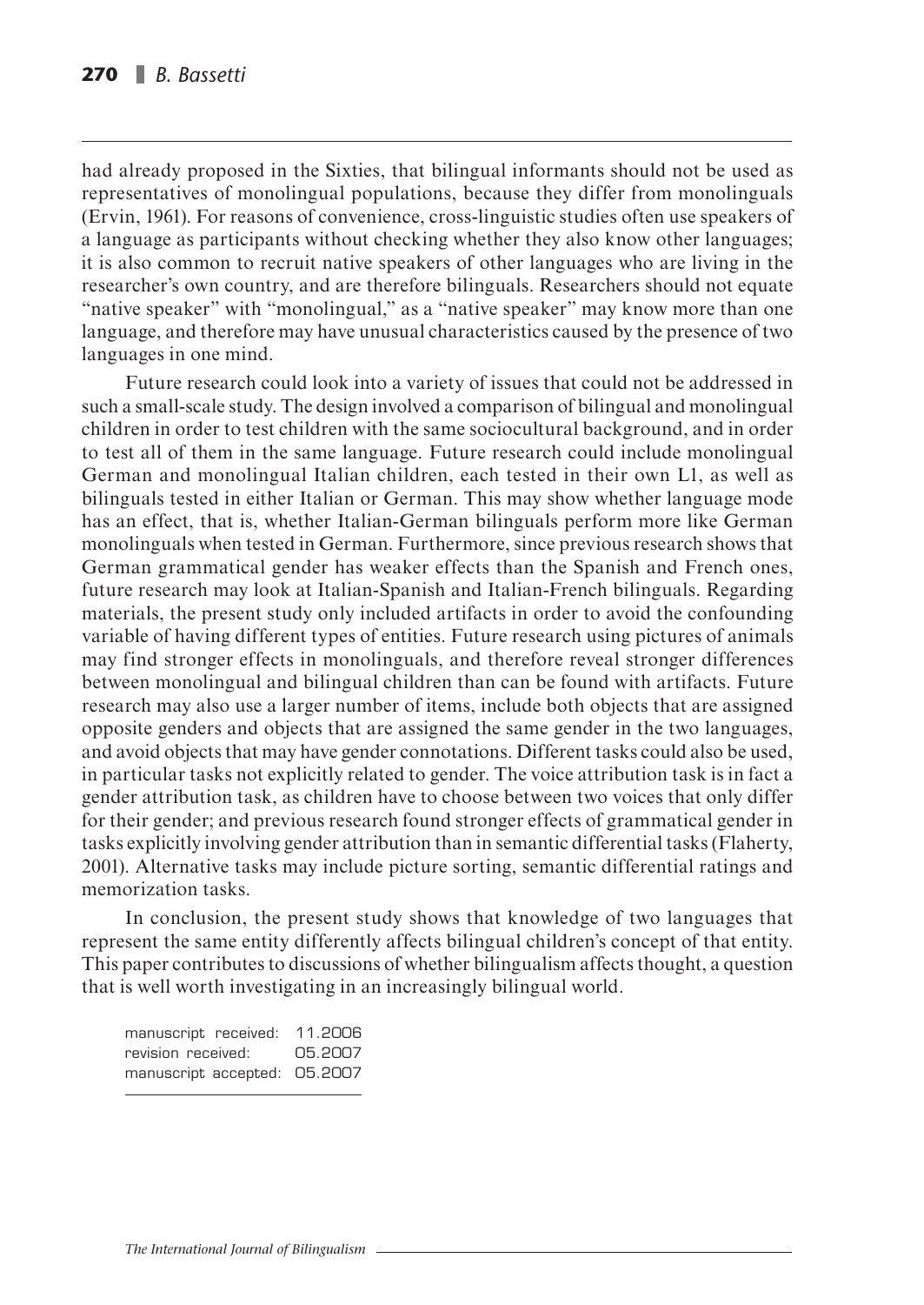had already proposed in the Sixties, that bilingual informants should not be used as representatives of monolingual populations, because they differ from monolinguals (Ervin, 1961). For reasons of convenience, cross-linguistic studies often use speakers of a language as participants without checking whether they also know other languages; it is also common to recruit native speakers of other languages who are living in the researcher's own country, and are therefore bilinguals. Researchers should not equate "native speaker" with "monolingual," as a "native speaker" may know more than one language, and therefore may have unusual characteristics caused by the presence of two languages in one mind.

Future research could look into a variety of issues that could not be addressed in such a small-scale study. The design involved a comparison of bilingual and monolingual children in order to test children with the same sociocultural background, and in order to test all of them in the same language. Future research could include monolingual German and monolingual Italian children, each tested in their own L1, as well as bilinguals tested in either Italian or German. This may show whether language mode has an effect, that is, whether Italian-German bilinguals perform more like German monolinguals when tested in German. Furthermore, since previous research shows that German grammatical gender has weaker effects than the Spanish and French ones, future research may look at Italian-Spanish and Italian-French bilinguals. Regarding materials, the present study only included artifacts in order to avoid the confounding variable of having different types of entities. Future research using pictures of animals may find stronger effects in monolinguals, and therefore reveal stronger differences between monolingual and bilingual children than can be found with artifacts. Future research may also use a larger number of items, include both objects that are assigned opposite genders and objects that are assigned the same gender in the two languages, and avoid objects that may have gender connotations. Different tasks could also be used, in particular tasks not explicitly related to gender. The voice attribution task is in fact a gender attribution task, as children have to choose between two voices that only differ for their gender; and previous research found stronger effects of grammatical gender in tasks explicitly involving gender attribution than in semantic differential tasks (Flaherty, 2001). Alternative tasks may include picture sorting, semantic differential ratings and memorization tasks.

In conclusion, the present study shows that knowledge of two languages that represent the same entity differently affects bilingual children's concept of that entity. This paper contributes to discussions of whether bilingualism affects thought, a question that is well worth investigating in an increasingly bilingual world.

manuscript received: 11.2006
revision received: 05.2007
manuscript accepted: 05.2007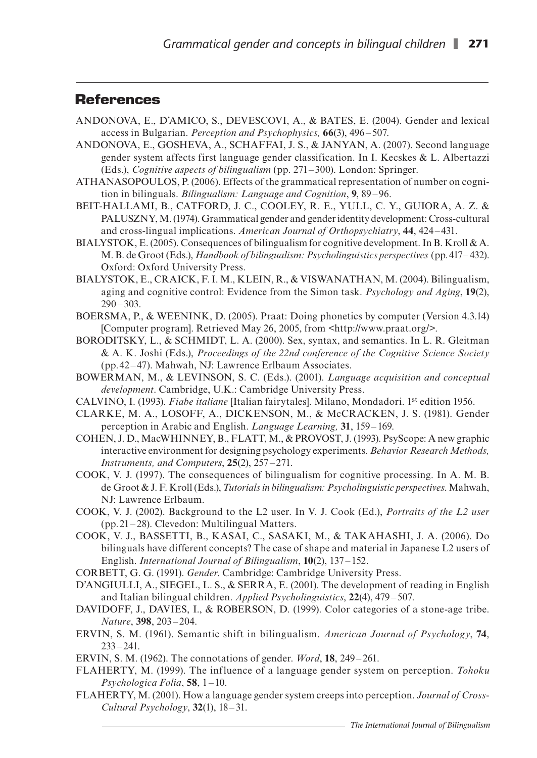## References

ANDONOVA, E., D'AMICO, S., DEVESCOVI, A., & BATES, E. (2004). Gender and lexical access in Bulgarian. *Perception and Psychophysics,* **66**(3), 496 – 507.

ANDONOVA, E., GOSHEVA, A., SCHAFFAI, J. S., & JANYAN, A. (2007). Second language gender system affects first language gender classification. In I. Kecskes & L. Albertazzi (Eds.), *Cognitive aspects of bilingualism* (pp. 271 – 300). London: Springer.

ATHANASOPOULOS, P. (2006). Effects of the grammatical representation of number on cognition in bilinguals. *Bilingualism: Language and Cognition*, **9**, 89 – 96.

BEIT-HALLAMI, B., CATFORD, J. C., COOLEY, R. E., YULL, C. Y., GUIORA, A. Z. & PALUSZNY, M. (1974). Grammatical gender and gender identity development: Cross-cultural and cross-lingual implications. *American Journal of Orthopsychiatry*, **44**, 424 – 431.

BIALYSTOK, E. (2005). Consequences of bilingualism for cognitive development. In B. Kroll & A. M. B. de Groot (Eds.), *Handbook of bilingualism: Psycholinguistics perspectives* (pp. 417 – 432). Oxford: Oxford University Press.

BIALYSTOK, E., CRAICK, F. I. M., KLEIN, R., & VISWANATHAN, M. (2004). Bilingualism, aging and cognitive control: Evidence from the Simon task. *Psychology and Aging*, **19**(2), 290 – 303.

BOERSMA, P., & WEENINK, D. (2005). Praat: Doing phonetics by computer (Version 4.3.14) [Computer program]. Retrieved May 26, 2005, from <http://www.praat.org/>.

BORODITSKY, L., & SCHMIDT, L. A. (2000). Sex, syntax, and semantics. In L. R. Gleitman & A. K. Joshi (Eds.), *Proceedings of the 22nd conference of the Cognitive Science Society* (pp. 42 – 47). Mahwah, NJ: Lawrence Erlbaum Associates.

BOWERMAN, M., & LEVINSON, S. C. (Eds.). (2001). *Language acquisition and conceptual development*. Cambridge, U.K.: Cambridge University Press.

CALVINO, I. (1993). *Fiabe italiane* [Italian fairytales]. Milano, Mondadori. 1st edition 1956.

CLARKE, M. A., LOSOFF, A., DICKENSON, M., & McCRACKEN, J. S. (1981). Gender perception in Arabic and English. *Language Learning,* **31**, 159 – 169.

COHEN, J. D., MacWHINNEY, B., FLATT, M., & PROVOST, J. (1993). PsyScope: A new graphic interactive environment for designing psychology experiments. *Behavior Research Methods, Instruments, and Computers*, **25**(2), 257 – 271.

COOK, V. J. (1997). The consequences of bilingualism for cognitive processing. In A. M. B. de Groot & J. F. Kroll (Eds.), *Tutorials in bilingualism: Psycholinguistic perspectives*. Mahwah, NJ: Lawrence Erlbaum.

COOK, V. J. (2002). Background to the L2 user. In V. J. Cook (Ed.), *Portraits of the L2 user* (pp. 21 – 28). Clevedon: Multilingual Matters.

COOK, V. J., BASSETTI, B., KASAI, C., SASAKI, M., & TAKAHASHI, J. A. (2006). Do bilinguals have different concepts? The case of shape and material in Japanese L2 users of English. *International Journal of Bilingualism*, **10**(2), 137 – 152.

CORBETT, G. G. (1991). *Gender*. Cambridge: Cambridge University Press.

D'ANGIULLI, A., SIEGEL, L. S., & SERRA, E. (2001). The development of reading in English and Italian bilingual children. *Applied Psycholinguistics*, **22**(4), 479 – 507.

DAVIDOFF, J., DAVIES, I., & ROBERSON, D. (1999). Color categories of a stone-age tribe. *Nature*, **398**, 203 – 204.

ERVIN, S. M. (1961). Semantic shift in bilingualism. *American Journal of Psychology*, **74**, 233 – 241.

ERVIN, S. M. (1962). The connotations of gender. *Word*, **18**, 249 – 261.

FLAHERTY, M. (1999). The influence of a language gender system on perception. *Tohoku Psychologica Folia*, **58**, 1 – 10.

FLAHERTY, M. (2001). How a language gender system creeps into perception. *Journal of Cross-Cultural Psychology*, **32**(1), 18 – 31.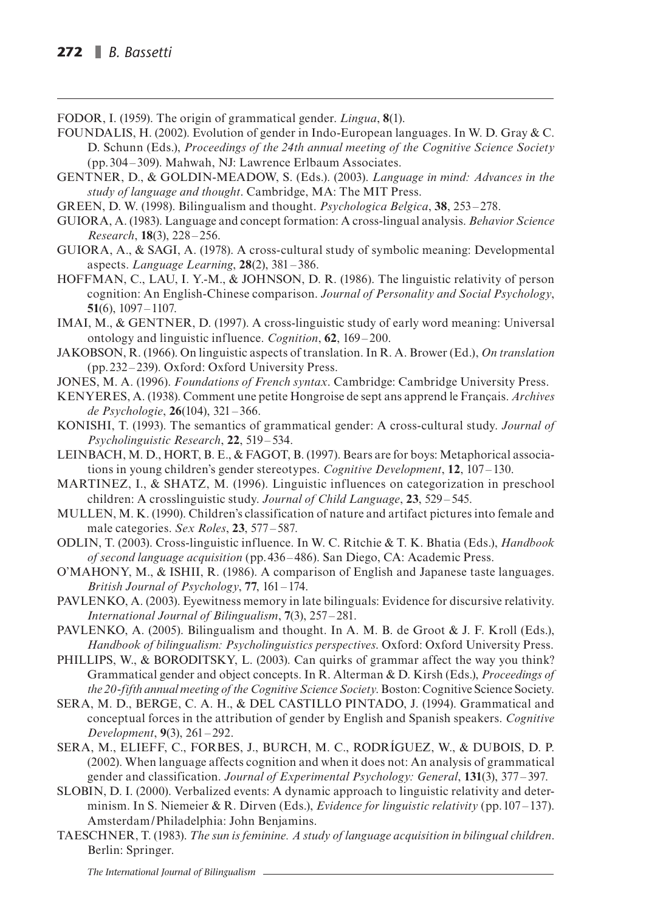FODOR, I. (1959). The origin of grammatical gender. *Lingua*, **8**(1).

FOUNDALIS, H. (2002). Evolution of gender in Indo-European languages. In W. D. Gray & C. D. Schunn (Eds.), *Proceedings of the 24th annual meeting of the Cognitive Science Society* (pp. 304–309). Mahwah, NJ: Lawrence Erlbaum Associates.

GENTNER, D., & GOLDIN-MEADOW, S. (Eds.). (2003). *Language in mind: Advances in the study of language and thought*. Cambridge, MA: The MIT Press.

GREEN, D. W. (1998). Bilingualism and thought. *Psychologica Belgica*, **38**, 253–278.

GUIORA, A. (1983). Language and concept formation: A cross-lingual analysis. *Behavior Science Research*, **18**(3), 228–256.

GUIORA, A., & SAGI, A. (1978). A cross-cultural study of symbolic meaning: Developmental aspects. *Language Learning*, **28**(2), 381–386.

HOFFMAN, C., LAU, I. Y.-M., & JOHNSON, D. R. (1986). The linguistic relativity of person cognition: An English-Chinese comparison. *Journal of Personality and Social Psychology*, **51**(6), 1097–1107.

IMAI, M., & GENTNER, D. (1997). A cross-linguistic study of early word meaning: Universal ontology and linguistic influence. *Cognition*, **62**, 169–200.

JAKOBSON, R. (1966). On linguistic aspects of translation. In R. A. Brower (Ed.), *On translation* (pp. 232–239). Oxford: Oxford University Press.

JONES, M. A. (1996). *Foundations of French syntax*. Cambridge: Cambridge University Press.

KENYERES, A. (1938). Comment une petite Hongroise de sept ans apprend le Français. *Archives de Psychologie*, **26**(104), 321–366.

KONISHI, T. (1993). The semantics of grammatical gender: A cross-cultural study. *Journal of Psycholinguistic Research*, **22**, 519–534.

LEINBACH, M. D., HORT, B. E., & FAGOT, B. (1997). Bears are for boys: Metaphorical associations in young children's gender stereotypes. *Cognitive Development*, **12**, 107–130.

MARTINEZ, I., & SHATZ, M. (1996). Linguistic influences on categorization in preschool children: A crosslinguistic study. *Journal of Child Language*, **23**, 529–545.

MULLEN, M. K. (1990). Children's classification of nature and artifact pictures into female and male categories. *Sex Roles*, **23**, 577–587.

ODLIN, T. (2003). Cross-linguistic influence. In W. C. Ritchie & T. K. Bhatia (Eds.), *Handbook of second language acquisition* (pp. 436–486). San Diego, CA: Academic Press.

O'MAHONY, M., & ISHII, R. (1986). A comparison of English and Japanese taste languages. *British Journal of Psychology*, **77**, 161–174.

PAVLENKO, A. (2003). Eyewitness memory in late bilinguals: Evidence for discursive relativity. *International Journal of Bilingualism*, **7**(3), 257–281.

PAVLENKO, A. (2005). Bilingualism and thought. In A. M. B. de Groot & J. F. Kroll (Eds.), *Handbook of bilingualism: Psycholinguistics perspectives*. Oxford: Oxford University Press.

PHILLIPS, W., & BORODITSKY, L. (2003). Can quirks of grammar affect the way you think? Grammatical gender and object concepts. In R. Alterman & D. Kirsh (Eds.), *Proceedings of the 20-fifth annual meeting of the Cognitive Science Society*. Boston: Cognitive Science Society.

SERA, M. D., BERGE, C. A. H., & DEL CASTILLO PINTADO, J. (1994). Grammatical and conceptual forces in the attribution of gender by English and Spanish speakers. *Cognitive Development*, **9**(3), 261–292.

SERA, M., ELIEFF, C., FORBES, J., BURCH, M. C., RODRÍGUEZ, W., & DUBOIS, D. P. (2002). When language affects cognition and when it does not: An analysis of grammatical gender and classification. *Journal of Experimental Psychology: General*, **131**(3), 377–397.

SLOBIN, D. I. (2000). Verbalized events: A dynamic approach to linguistic relativity and determinism. In S. Niemeier & R. Dirven (Eds.), *Evidence for linguistic relativity* (pp. 107–137). Amsterdam/Philadelphia: John Benjamins.

TAESCHNER, T. (1983). *The sun is feminine. A study of language acquisition in bilingual children*. Berlin: Springer.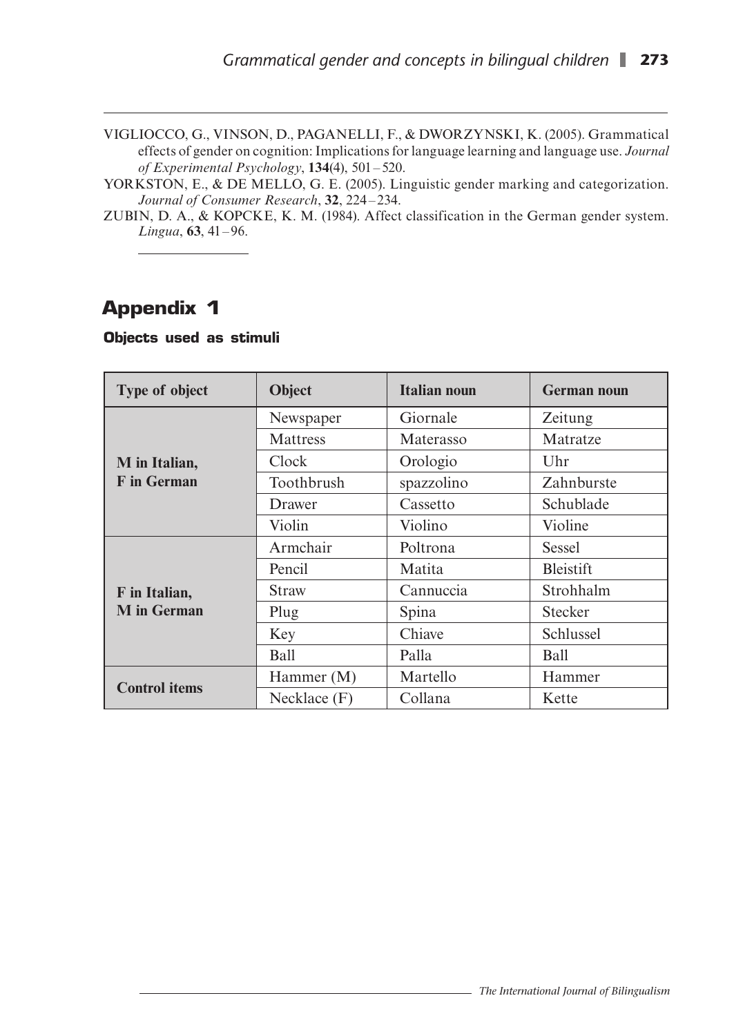VIGLIOCCO, G., VINSON, D., PAGANELLI, F., & DWORZYNSKI, K. (2005). Grammatical effects of gender on cognition: Implications for language learning and language use. *Journal of Experimental Psychology*, **134**(4), 501–520.

YORKSTON, E., & DE MELLO, G. E. (2005). Linguistic gender marking and categorization. *Journal of Consumer Research*, **32**, 224–234.

ZUBIN, D. A., & KOPCKE, K. M. (1984). Affect classification in the German gender system. *Lingua*, **63**, 41–96.

## Appendix 1

### Objects used as stimuli

| Type of object | Object | Italian noun | German noun |
|---|---|---|---|
| M in Italian, F in German | Newspaper | Giornale | Zeitung |
| | Mattress | Materasso | Matratze |
| | Clock | Orologio | Uhr |
| | Toothbrush | spazzolino | Zahnburste |
| | Drawer | Cassetto | Schublade |
| | Violin | Violino | Violine |
| F in Italian, M in German | Armchair | Poltrona | Sessel |
| | Pencil | Matita | Bleistift |
| | Straw | Cannuccia | Strohhalm |
| | Plug | Spina | Stecker |
| | Key | Chiave | Schlussel |
| | Ball | Palla | Ball |
| Control items | Hammer (M) | Martello | Hammer |
| | Necklace (F) | Collana | Kette |